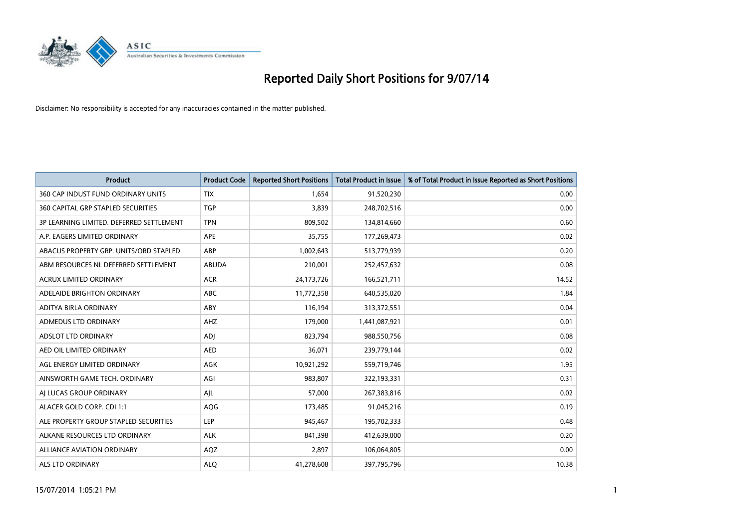# Reported Daily Short Positions for 9/07/14

Disclaimer: No responsibility is accepted for any inaccuracies contained in the matter published.

| Product | Product Code | Reported Short Positions | Total Product in Issue | % of Total Product in Issue Reported as Short Positions |
|---|---|---|---|---|
| 360 CAP INDUST FUND ORDINARY UNITS | TIX | 1,654 | 91,520,230 | 0.00 |
| 360 CAPITAL GRP STAPLED SECURITIES | TGP | 3,839 | 248,702,516 | 0.00 |
| 3P LEARNING LIMITED. DEFERRED SETTLEMENT | TPN | 809,502 | 134,814,660 | 0.60 |
| A.P. EAGERS LIMITED ORDINARY | APE | 35,755 | 177,269,473 | 0.02 |
| ABACUS PROPERTY GRP. UNITS/ORD STAPLED | ABP | 1,002,643 | 513,779,939 | 0.20 |
| ABM RESOURCES NL DEFERRED SETTLEMENT | ABUDA | 210,001 | 252,457,632 | 0.08 |
| ACRUX LIMITED ORDINARY | ACR | 24,173,726 | 166,521,711 | 14.52 |
| ADELAIDE BRIGHTON ORDINARY | ABC | 11,772,358 | 640,535,020 | 1.84 |
| ADITYA BIRLA ORDINARY | ABY | 116,194 | 313,372,551 | 0.04 |
| ADMEDUS LTD ORDINARY | AHZ | 179,000 | 1,441,087,921 | 0.01 |
| ADSLOT LTD ORDINARY | ADJ | 823,794 | 988,550,756 | 0.08 |
| AED OIL LIMITED ORDINARY | AED | 36,071 | 239,779,144 | 0.02 |
| AGL ENERGY LIMITED ORDINARY | AGK | 10,921,292 | 559,719,746 | 1.95 |
| AINSWORTH GAME TECH. ORDINARY | AGI | 983,807 | 322,193,331 | 0.31 |
| AJ LUCAS GROUP ORDINARY | AJL | 57,000 | 267,383,816 | 0.02 |
| ALACER GOLD CORP. CDI 1:1 | AQG | 173,485 | 91,045,216 | 0.19 |
| ALE PROPERTY GROUP STAPLED SECURITIES | LEP | 945,467 | 195,702,333 | 0.48 |
| ALKANE RESOURCES LTD ORDINARY | ALK | 841,398 | 412,639,000 | 0.20 |
| ALLIANCE AVIATION ORDINARY | AQZ | 2,897 | 106,064,805 | 0.00 |
| ALS LTD ORDINARY | ALQ | 41,278,608 | 397,795,796 | 10.38 |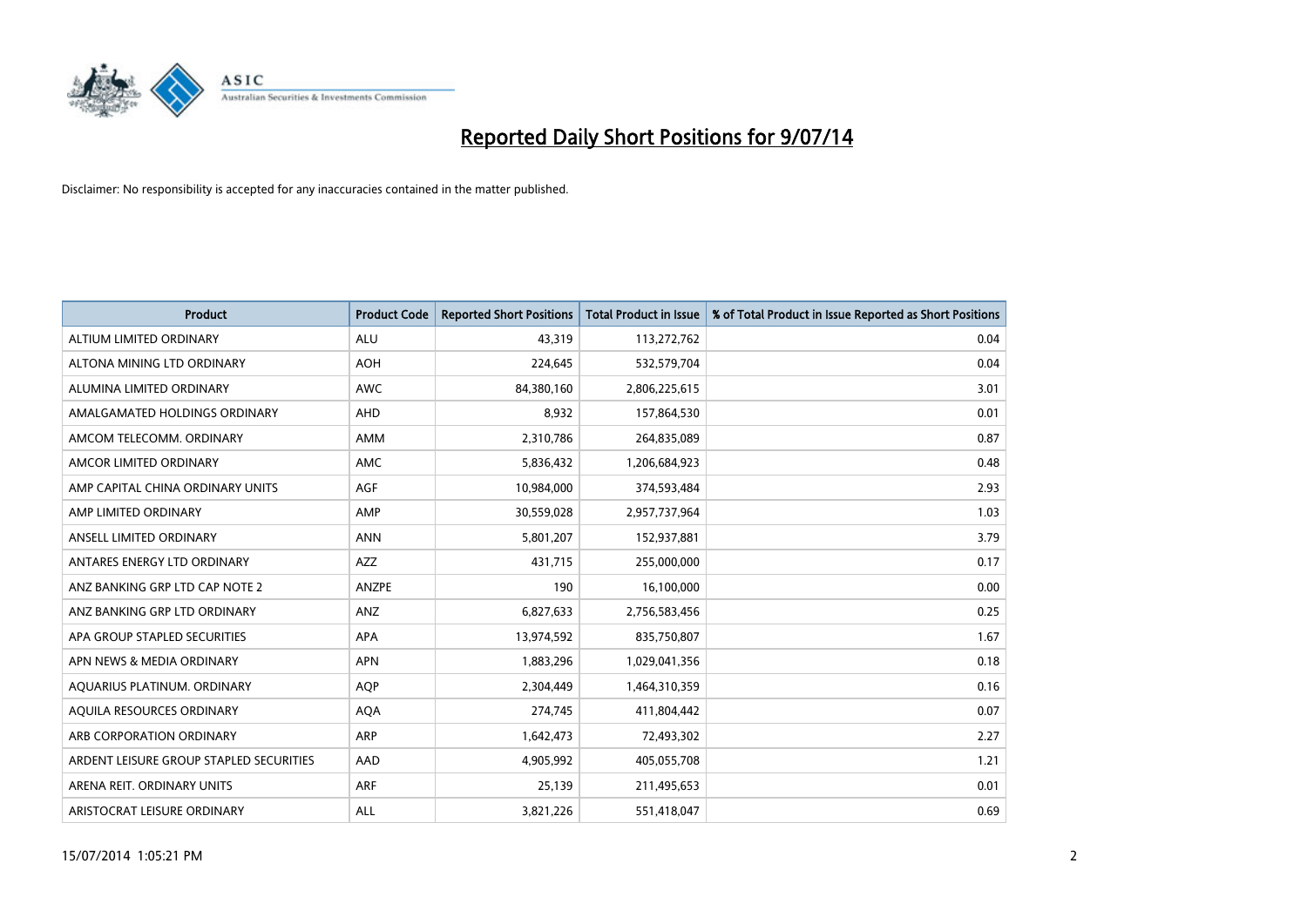# Reported Daily Short Positions for 9/07/14

Disclaimer: No responsibility is accepted for any inaccuracies contained in the matter published.

| Product | Product Code | Reported Short Positions | Total Product in Issue | % of Total Product in Issue Reported as Short Positions |
|---|---|---|---|---|
| ALTIUM LIMITED ORDINARY | ALU | 43,319 | 113,272,762 | 0.04 |
| ALTONA MINING LTD ORDINARY | AOH | 224,645 | 532,579,704 | 0.04 |
| ALUMINA LIMITED ORDINARY | AWC | 84,380,160 | 2,806,225,615 | 3.01 |
| AMALGAMATED HOLDINGS ORDINARY | AHD | 8,932 | 157,864,530 | 0.01 |
| AMCOM TELECOMM. ORDINARY | AMM | 2,310,786 | 264,835,089 | 0.87 |
| AMCOR LIMITED ORDINARY | AMC | 5,836,432 | 1,206,684,923 | 0.48 |
| AMP CAPITAL CHINA ORDINARY UNITS | AGF | 10,984,000 | 374,593,484 | 2.93 |
| AMP LIMITED ORDINARY | AMP | 30,559,028 | 2,957,737,964 | 1.03 |
| ANSELL LIMITED ORDINARY | ANN | 5,801,207 | 152,937,881 | 3.79 |
| ANTARES ENERGY LTD ORDINARY | AZZ | 431,715 | 255,000,000 | 0.17 |
| ANZ BANKING GRP LTD CAP NOTE 2 | ANZPE | 190 | 16,100,000 | 0.00 |
| ANZ BANKING GRP LTD ORDINARY | ANZ | 6,827,633 | 2,756,583,456 | 0.25 |
| APA GROUP STAPLED SECURITIES | APA | 13,974,592 | 835,750,807 | 1.67 |
| APN NEWS & MEDIA ORDINARY | APN | 1,883,296 | 1,029,041,356 | 0.18 |
| AQUARIUS PLATINUM. ORDINARY | AQP | 2,304,449 | 1,464,310,359 | 0.16 |
| AQUILA RESOURCES ORDINARY | AQA | 274,745 | 411,804,442 | 0.07 |
| ARB CORPORATION ORDINARY | ARP | 1,642,473 | 72,493,302 | 2.27 |
| ARDENT LEISURE GROUP STAPLED SECURITIES | AAD | 4,905,992 | 405,055,708 | 1.21 |
| ARENA REIT. ORDINARY UNITS | ARF | 25,139 | 211,495,653 | 0.01 |
| ARISTOCRAT LEISURE ORDINARY | ALL | 3,821,226 | 551,418,047 | 0.69 |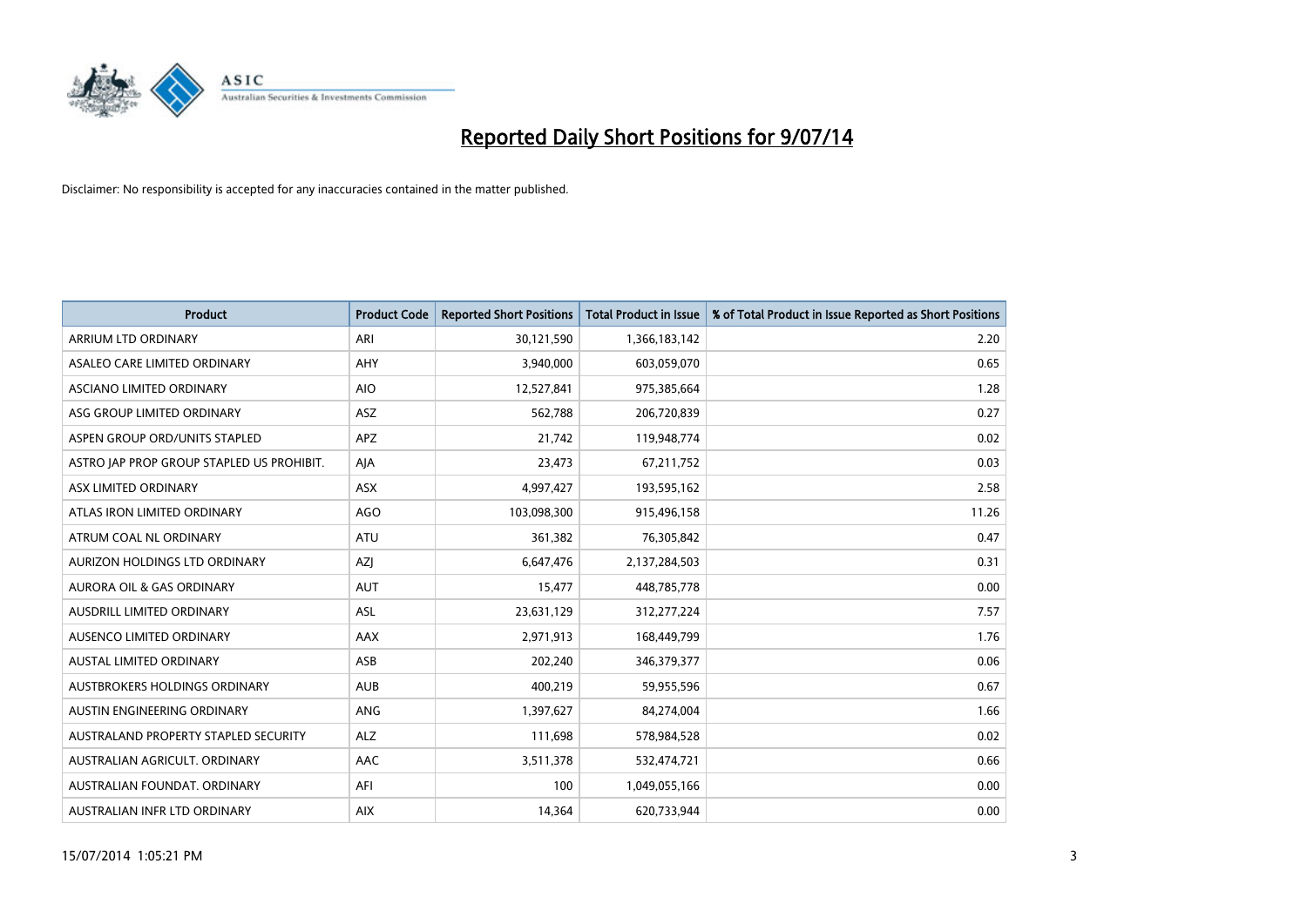# Reported Daily Short Positions for 9/07/14

Disclaimer: No responsibility is accepted for any inaccuracies contained in the matter published.

| Product | Product Code | Reported Short Positions | Total Product in Issue | % of Total Product in Issue Reported as Short Positions |
|---|---|---|---|---|
| ARRIUM LTD ORDINARY | ARI | 30,121,590 | 1,366,183,142 | 2.20 |
| ASALEO CARE LIMITED ORDINARY | AHY | 3,940,000 | 603,059,070 | 0.65 |
| ASCIANO LIMITED ORDINARY | AIO | 12,527,841 | 975,385,664 | 1.28 |
| ASG GROUP LIMITED ORDINARY | ASZ | 562,788 | 206,720,839 | 0.27 |
| ASPEN GROUP ORD/UNITS STAPLED | APZ | 21,742 | 119,948,774 | 0.02 |
| ASTRO JAP PROP GROUP STAPLED US PROHIBIT. | AJA | 23,473 | 67,211,752 | 0.03 |
| ASX LIMITED ORDINARY | ASX | 4,997,427 | 193,595,162 | 2.58 |
| ATLAS IRON LIMITED ORDINARY | AGO | 103,098,300 | 915,496,158 | 11.26 |
| ATRUM COAL NL ORDINARY | ATU | 361,382 | 76,305,842 | 0.47 |
| AURIZON HOLDINGS LTD ORDINARY | AZJ | 6,647,476 | 2,137,284,503 | 0.31 |
| AURORA OIL & GAS ORDINARY | AUT | 15,477 | 448,785,778 | 0.00 |
| AUSDRILL LIMITED ORDINARY | ASL | 23,631,129 | 312,277,224 | 7.57 |
| AUSENCO LIMITED ORDINARY | AAX | 2,971,913 | 168,449,799 | 1.76 |
| AUSTAL LIMITED ORDINARY | ASB | 202,240 | 346,379,377 | 0.06 |
| AUSTBROKERS HOLDINGS ORDINARY | AUB | 400,219 | 59,955,596 | 0.67 |
| AUSTIN ENGINEERING ORDINARY | ANG | 1,397,627 | 84,274,004 | 1.66 |
| AUSTRALAND PROPERTY STAPLED SECURITY | ALZ | 111,698 | 578,984,528 | 0.02 |
| AUSTRALIAN AGRICULT. ORDINARY | AAC | 3,511,378 | 532,474,721 | 0.66 |
| AUSTRALIAN FOUNDAT. ORDINARY | AFI | 100 | 1,049,055,166 | 0.00 |
| AUSTRALIAN INFR LTD ORDINARY | AIX | 14,364 | 620,733,944 | 0.00 |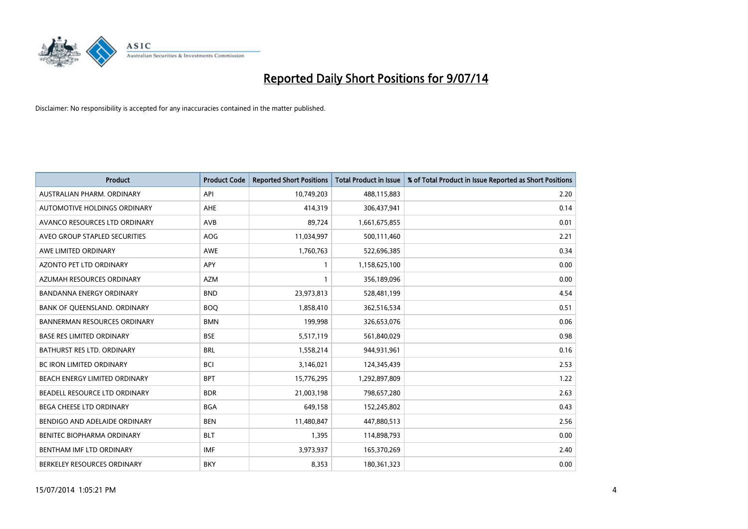# Reported Daily Short Positions for 9/07/14

Disclaimer: No responsibility is accepted for any inaccuracies contained in the matter published.

| Product | Product Code | Reported Short Positions | Total Product in Issue | % of Total Product in Issue Reported as Short Positions |
|---|---|---|---|---|
| AUSTRALIAN PHARM. ORDINARY | API | 10,749,203 | 488,115,883 | 2.20 |
| AUTOMOTIVE HOLDINGS ORDINARY | AHE | 414,319 | 306,437,941 | 0.14 |
| AVANCO RESOURCES LTD ORDINARY | AVB | 89,724 | 1,661,675,855 | 0.01 |
| AVEO GROUP STAPLED SECURITIES | AOG | 11,034,997 | 500,111,460 | 2.21 |
| AWE LIMITED ORDINARY | AWE | 1,760,763 | 522,696,385 | 0.34 |
| AZONTO PET LTD ORDINARY | APY | 1 | 1,158,625,100 | 0.00 |
| AZUMAH RESOURCES ORDINARY | AZM | 1 | 356,189,096 | 0.00 |
| BANDANNA ENERGY ORDINARY | BND | 23,973,813 | 528,481,199 | 4.54 |
| BANK OF QUEENSLAND. ORDINARY | BOQ | 1,858,410 | 362,516,534 | 0.51 |
| BANNERMAN RESOURCES ORDINARY | BMN | 199,998 | 326,653,076 | 0.06 |
| BASE RES LIMITED ORDINARY | BSE | 5,517,119 | 561,840,029 | 0.98 |
| BATHURST RES LTD. ORDINARY | BRL | 1,558,214 | 944,931,961 | 0.16 |
| BC IRON LIMITED ORDINARY | BCI | 3,146,021 | 124,345,439 | 2.53 |
| BEACH ENERGY LIMITED ORDINARY | BPT | 15,776,295 | 1,292,897,809 | 1.22 |
| BEADELL RESOURCE LTD ORDINARY | BDR | 21,003,198 | 798,657,280 | 2.63 |
| BEGA CHEESE LTD ORDINARY | BGA | 649,158 | 152,245,802 | 0.43 |
| BENDIGO AND ADELAIDE ORDINARY | BEN | 11,480,847 | 447,880,513 | 2.56 |
| BENITEC BIOPHARMA ORDINARY | BLT | 1,395 | 114,898,793 | 0.00 |
| BENTHAM IMF LTD ORDINARY | IMF | 3,973,937 | 165,370,269 | 2.40 |
| BERKELEY RESOURCES ORDINARY | BKY | 8,353 | 180,361,323 | 0.00 |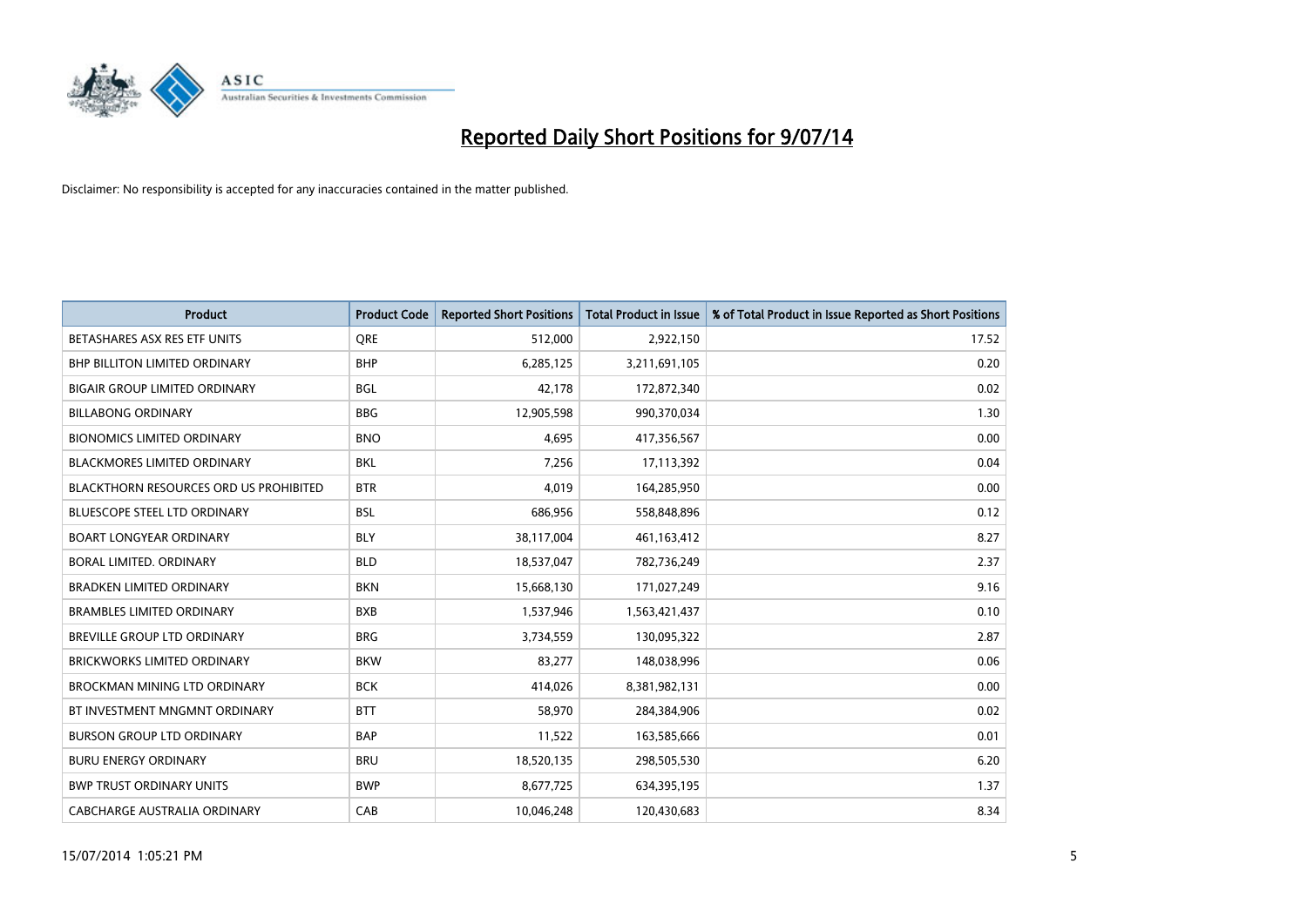# Reported Daily Short Positions for 9/07/14

Disclaimer: No responsibility is accepted for any inaccuracies contained in the matter published.

| Product | Product Code | Reported Short Positions | Total Product in Issue | % of Total Product in Issue Reported as Short Positions |
|---|---|---|---|---|
| BETASHARES ASX RES ETF UNITS | QRE | 512,000 | 2,922,150 | 17.52 |
| BHP BILLITON LIMITED ORDINARY | BHP | 6,285,125 | 3,211,691,105 | 0.20 |
| BIGAIR GROUP LIMITED ORDINARY | BGL | 42,178 | 172,872,340 | 0.02 |
| BILLABONG ORDINARY | BBG | 12,905,598 | 990,370,034 | 1.30 |
| BIONOMICS LIMITED ORDINARY | BNO | 4,695 | 417,356,567 | 0.00 |
| BLACKMORES LIMITED ORDINARY | BKL | 7,256 | 17,113,392 | 0.04 |
| BLACKTHORN RESOURCES ORD US PROHIBITED | BTR | 4,019 | 164,285,950 | 0.00 |
| BLUESCOPE STEEL LTD ORDINARY | BSL | 686,956 | 558,848,896 | 0.12 |
| BOART LONGYEAR ORDINARY | BLY | 38,117,004 | 461,163,412 | 8.27 |
| BORAL LIMITED. ORDINARY | BLD | 18,537,047 | 782,736,249 | 2.37 |
| BRADKEN LIMITED ORDINARY | BKN | 15,668,130 | 171,027,249 | 9.16 |
| BRAMBLES LIMITED ORDINARY | BXB | 1,537,946 | 1,563,421,437 | 0.10 |
| BREVILLE GROUP LTD ORDINARY | BRG | 3,734,559 | 130,095,322 | 2.87 |
| BRICKWORKS LIMITED ORDINARY | BKW | 83,277 | 148,038,996 | 0.06 |
| BROCKMAN MINING LTD ORDINARY | BCK | 414,026 | 8,381,982,131 | 0.00 |
| BT INVESTMENT MNGMNT ORDINARY | BTT | 58,970 | 284,384,906 | 0.02 |
| BURSON GROUP LTD ORDINARY | BAP | 11,522 | 163,585,666 | 0.01 |
| BURU ENERGY ORDINARY | BRU | 18,520,135 | 298,505,530 | 6.20 |
| BWP TRUST ORDINARY UNITS | BWP | 8,677,725 | 634,395,195 | 1.37 |
| CABCHARGE AUSTRALIA ORDINARY | CAB | 10,046,248 | 120,430,683 | 8.34 |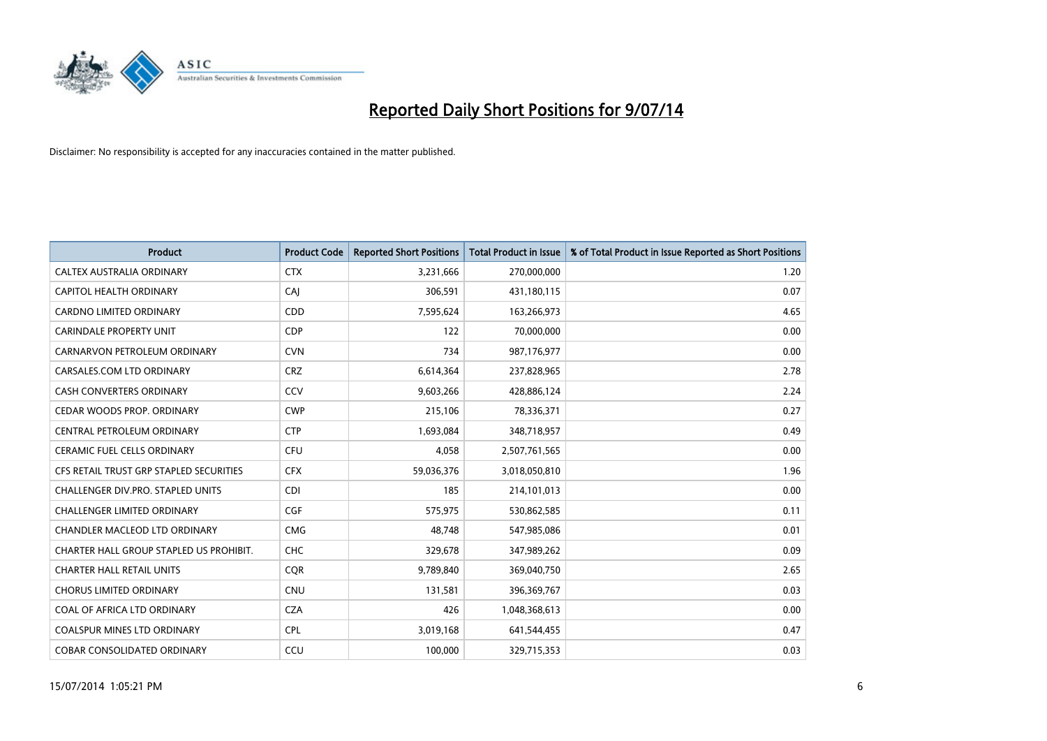# Reported Daily Short Positions for 9/07/14

Disclaimer: No responsibility is accepted for any inaccuracies contained in the matter published.

| Product | Product Code | Reported Short Positions | Total Product in Issue | % of Total Product in Issue Reported as Short Positions |
|---|---|---|---|---|
| CALTEX AUSTRALIA ORDINARY | CTX | 3,231,666 | 270,000,000 | 1.20 |
| CAPITOL HEALTH ORDINARY | CAJ | 306,591 | 431,180,115 | 0.07 |
| CARDNO LIMITED ORDINARY | CDD | 7,595,624 | 163,266,973 | 4.65 |
| CARINDALE PROPERTY UNIT | CDP | 122 | 70,000,000 | 0.00 |
| CARNARVON PETROLEUM ORDINARY | CVN | 734 | 987,176,977 | 0.00 |
| CARSALES.COM LTD ORDINARY | CRZ | 6,614,364 | 237,828,965 | 2.78 |
| CASH CONVERTERS ORDINARY | CCV | 9,603,266 | 428,886,124 | 2.24 |
| CEDAR WOODS PROP. ORDINARY | CWP | 215,106 | 78,336,371 | 0.27 |
| CENTRAL PETROLEUM ORDINARY | CTP | 1,693,084 | 348,718,957 | 0.49 |
| CERAMIC FUEL CELLS ORDINARY | CFU | 4,058 | 2,507,761,565 | 0.00 |
| CFS RETAIL TRUST GRP STAPLED SECURITIES | CFX | 59,036,376 | 3,018,050,810 | 1.96 |
| CHALLENGER DIV.PRO. STAPLED UNITS | CDI | 185 | 214,101,013 | 0.00 |
| CHALLENGER LIMITED ORDINARY | CGF | 575,975 | 530,862,585 | 0.11 |
| CHANDLER MACLEOD LTD ORDINARY | CMG | 48,748 | 547,985,086 | 0.01 |
| CHARTER HALL GROUP STAPLED US PROHIBIT. | CHC | 329,678 | 347,989,262 | 0.09 |
| CHARTER HALL RETAIL UNITS | CQR | 9,789,840 | 369,040,750 | 2.65 |
| CHORUS LIMITED ORDINARY | CNU | 131,581 | 396,369,767 | 0.03 |
| COAL OF AFRICA LTD ORDINARY | CZA | 426 | 1,048,368,613 | 0.00 |
| COALSPUR MINES LTD ORDINARY | CPL | 3,019,168 | 641,544,455 | 0.47 |
| COBAR CONSOLIDATED ORDINARY | CCU | 100,000 | 329,715,353 | 0.03 |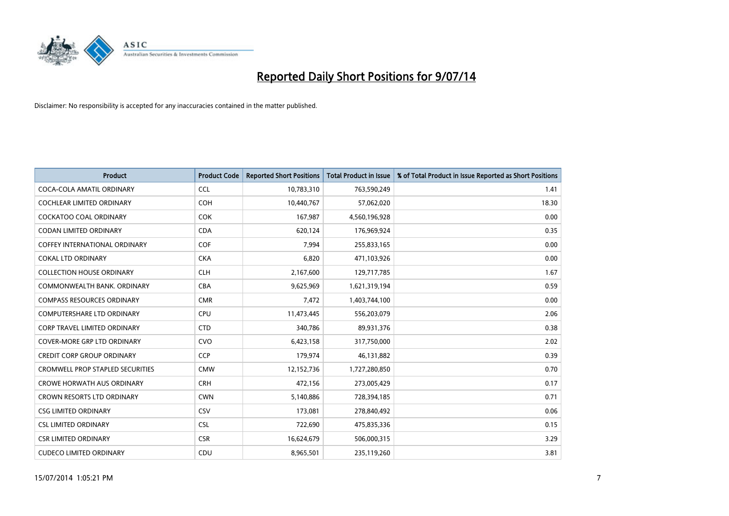# Reported Daily Short Positions for 9/07/14

Disclaimer: No responsibility is accepted for any inaccuracies contained in the matter published.

| Product | Product Code | Reported Short Positions | Total Product in Issue | % of Total Product in Issue Reported as Short Positions |
|---|---|---|---|---|
| COCA-COLA AMATIL ORDINARY | CCL | 10,783,310 | 763,590,249 | 1.41 |
| COCHLEAR LIMITED ORDINARY | COH | 10,440,767 | 57,062,020 | 18.30 |
| COCKATOO COAL ORDINARY | COK | 167,987 | 4,560,196,928 | 0.00 |
| CODAN LIMITED ORDINARY | CDA | 620,124 | 176,969,924 | 0.35 |
| COFFEY INTERNATIONAL ORDINARY | COF | 7,994 | 255,833,165 | 0.00 |
| COKAL LTD ORDINARY | CKA | 6,820 | 471,103,926 | 0.00 |
| COLLECTION HOUSE ORDINARY | CLH | 2,167,600 | 129,717,785 | 1.67 |
| COMMONWEALTH BANK. ORDINARY | CBA | 9,625,969 | 1,621,319,194 | 0.59 |
| COMPASS RESOURCES ORDINARY | CMR | 7,472 | 1,403,744,100 | 0.00 |
| COMPUTERSHARE LTD ORDINARY | CPU | 11,473,445 | 556,203,079 | 2.06 |
| CORP TRAVEL LIMITED ORDINARY | CTD | 340,786 | 89,931,376 | 0.38 |
| COVER-MORE GRP LTD ORDINARY | CVO | 6,423,158 | 317,750,000 | 2.02 |
| CREDIT CORP GROUP ORDINARY | CCP | 179,974 | 46,131,882 | 0.39 |
| CROMWELL PROP STAPLED SECURITIES | CMW | 12,152,736 | 1,727,280,850 | 0.70 |
| CROWE HORWATH AUS ORDINARY | CRH | 472,156 | 273,005,429 | 0.17 |
| CROWN RESORTS LTD ORDINARY | CWN | 5,140,886 | 728,394,185 | 0.71 |
| CSG LIMITED ORDINARY | CSV | 173,081 | 278,840,492 | 0.06 |
| CSL LIMITED ORDINARY | CSL | 722,690 | 475,835,336 | 0.15 |
| CSR LIMITED ORDINARY | CSR | 16,624,679 | 506,000,315 | 3.29 |
| CUDECO LIMITED ORDINARY | CDU | 8,965,501 | 235,119,260 | 3.81 |

15/07/2014 1:05:21 PM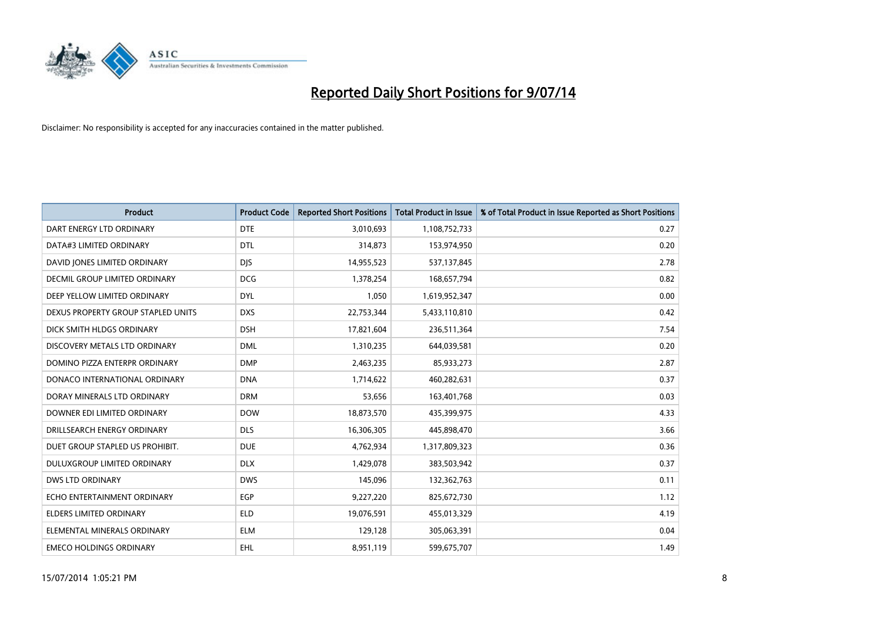# Reported Daily Short Positions for 9/07/14

Disclaimer: No responsibility is accepted for any inaccuracies contained in the matter published.

| Product | Product Code | Reported Short Positions | Total Product in Issue | % of Total Product in Issue Reported as Short Positions |
|---|---|---|---|---|
| DART ENERGY LTD ORDINARY | DTE | 3,010,693 | 1,108,752,733 | 0.27 |
| DATA#3 LIMITED ORDINARY | DTL | 314,873 | 153,974,950 | 0.20 |
| DAVID JONES LIMITED ORDINARY | DJS | 14,955,523 | 537,137,845 | 2.78 |
| DECMIL GROUP LIMITED ORDINARY | DCG | 1,378,254 | 168,657,794 | 0.82 |
| DEEP YELLOW LIMITED ORDINARY | DYL | 1,050 | 1,619,952,347 | 0.00 |
| DEXUS PROPERTY GROUP STAPLED UNITS | DXS | 22,753,344 | 5,433,110,810 | 0.42 |
| DICK SMITH HLDGS ORDINARY | DSH | 17,821,604 | 236,511,364 | 7.54 |
| DISCOVERY METALS LTD ORDINARY | DML | 1,310,235 | 644,039,581 | 0.20 |
| DOMINO PIZZA ENTERPR ORDINARY | DMP | 2,463,235 | 85,933,273 | 2.87 |
| DONACO INTERNATIONAL ORDINARY | DNA | 1,714,622 | 460,282,631 | 0.37 |
| DORAY MINERALS LTD ORDINARY | DRM | 53,656 | 163,401,768 | 0.03 |
| DOWNER EDI LIMITED ORDINARY | DOW | 18,873,570 | 435,399,975 | 4.33 |
| DRILLSEARCH ENERGY ORDINARY | DLS | 16,306,305 | 445,898,470 | 3.66 |
| DUET GROUP STAPLED US PROHIBIT. | DUE | 4,762,934 | 1,317,809,323 | 0.36 |
| DULUXGROUP LIMITED ORDINARY | DLX | 1,429,078 | 383,503,942 | 0.37 |
| DWS LTD ORDINARY | DWS | 145,096 | 132,362,763 | 0.11 |
| ECHO ENTERTAINMENT ORDINARY | EGP | 9,227,220 | 825,672,730 | 1.12 |
| ELDERS LIMITED ORDINARY | ELD | 19,076,591 | 455,013,329 | 4.19 |
| ELEMENTAL MINERALS ORDINARY | ELM | 129,128 | 305,063,391 | 0.04 |
| EMECO HOLDINGS ORDINARY | EHL | 8,951,119 | 599,675,707 | 1.49 |

15/07/2014 1:05:21 PM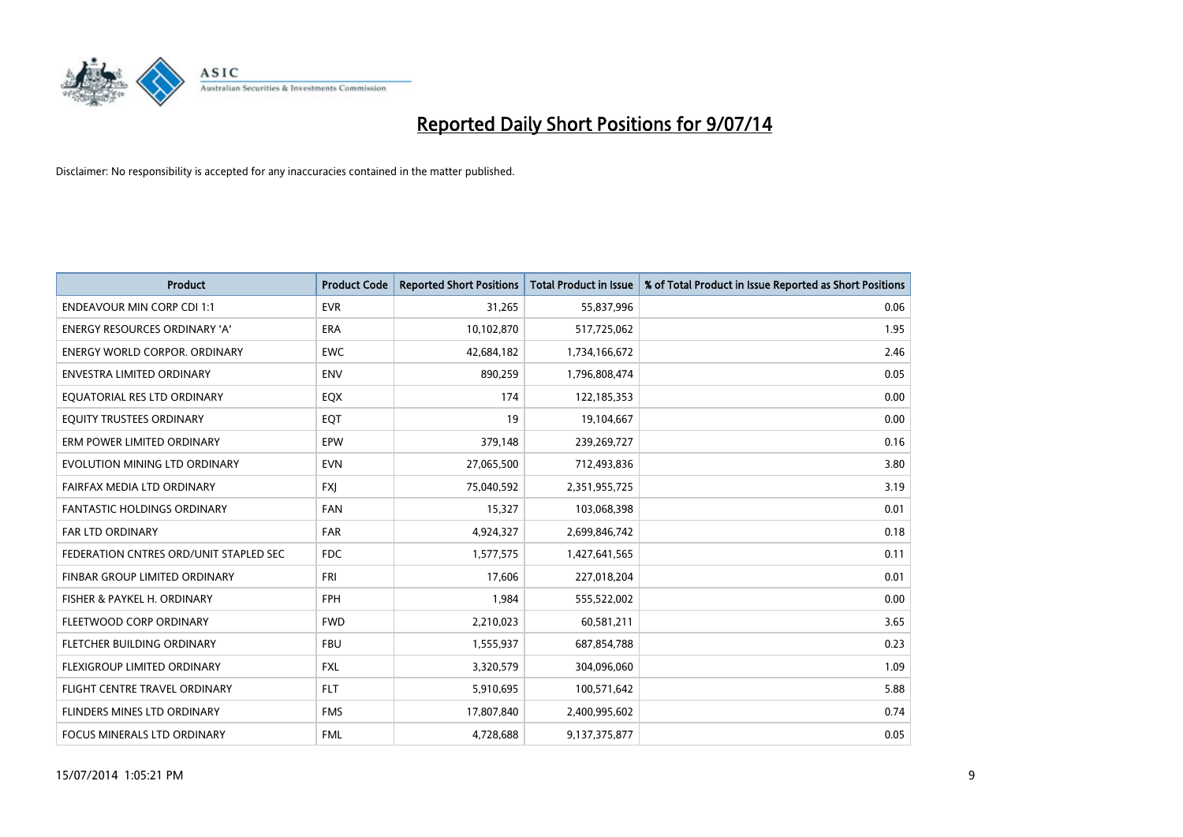# Reported Daily Short Positions for 9/07/14

Disclaimer: No responsibility is accepted for any inaccuracies contained in the matter published.

| Product | Product Code | Reported Short Positions | Total Product in Issue | % of Total Product in Issue Reported as Short Positions |
|---|---|---|---|---|
| ENDEAVOUR MIN CORP CDI 1:1 | EVR | 31,265 | 55,837,996 | 0.06 |
| ENERGY RESOURCES ORDINARY 'A' | ERA | 10,102,870 | 517,725,062 | 1.95 |
| ENERGY WORLD CORPOR. ORDINARY | EWC | 42,684,182 | 1,734,166,672 | 2.46 |
| ENVESTRA LIMITED ORDINARY | ENV | 890,259 | 1,796,808,474 | 0.05 |
| EQUATORIAL RES LTD ORDINARY | EQX | 174 | 122,185,353 | 0.00 |
| EQUITY TRUSTEES ORDINARY | EQT | 19 | 19,104,667 | 0.00 |
| ERM POWER LIMITED ORDINARY | EPW | 379,148 | 239,269,727 | 0.16 |
| EVOLUTION MINING LTD ORDINARY | EVN | 27,065,500 | 712,493,836 | 3.80 |
| FAIRFAX MEDIA LTD ORDINARY | FXJ | 75,040,592 | 2,351,955,725 | 3.19 |
| FANTASTIC HOLDINGS ORDINARY | FAN | 15,327 | 103,068,398 | 0.01 |
| FAR LTD ORDINARY | FAR | 4,924,327 | 2,699,846,742 | 0.18 |
| FEDERATION CNTRES ORD/UNIT STAPLED SEC | FDC | 1,577,575 | 1,427,641,565 | 0.11 |
| FINBAR GROUP LIMITED ORDINARY | FRI | 17,606 | 227,018,204 | 0.01 |
| FISHER & PAYKEL H. ORDINARY | FPH | 1,984 | 555,522,002 | 0.00 |
| FLEETWOOD CORP ORDINARY | FWD | 2,210,023 | 60,581,211 | 3.65 |
| FLETCHER BUILDING ORDINARY | FBU | 1,555,937 | 687,854,788 | 0.23 |
| FLEXIGROUP LIMITED ORDINARY | FXL | 3,320,579 | 304,096,060 | 1.09 |
| FLIGHT CENTRE TRAVEL ORDINARY | FLT | 5,910,695 | 100,571,642 | 5.88 |
| FLINDERS MINES LTD ORDINARY | FMS | 17,807,840 | 2,400,995,602 | 0.74 |
| FOCUS MINERALS LTD ORDINARY | FML | 4,728,688 | 9,137,375,877 | 0.05 |

15/07/2014 1:05:21 PM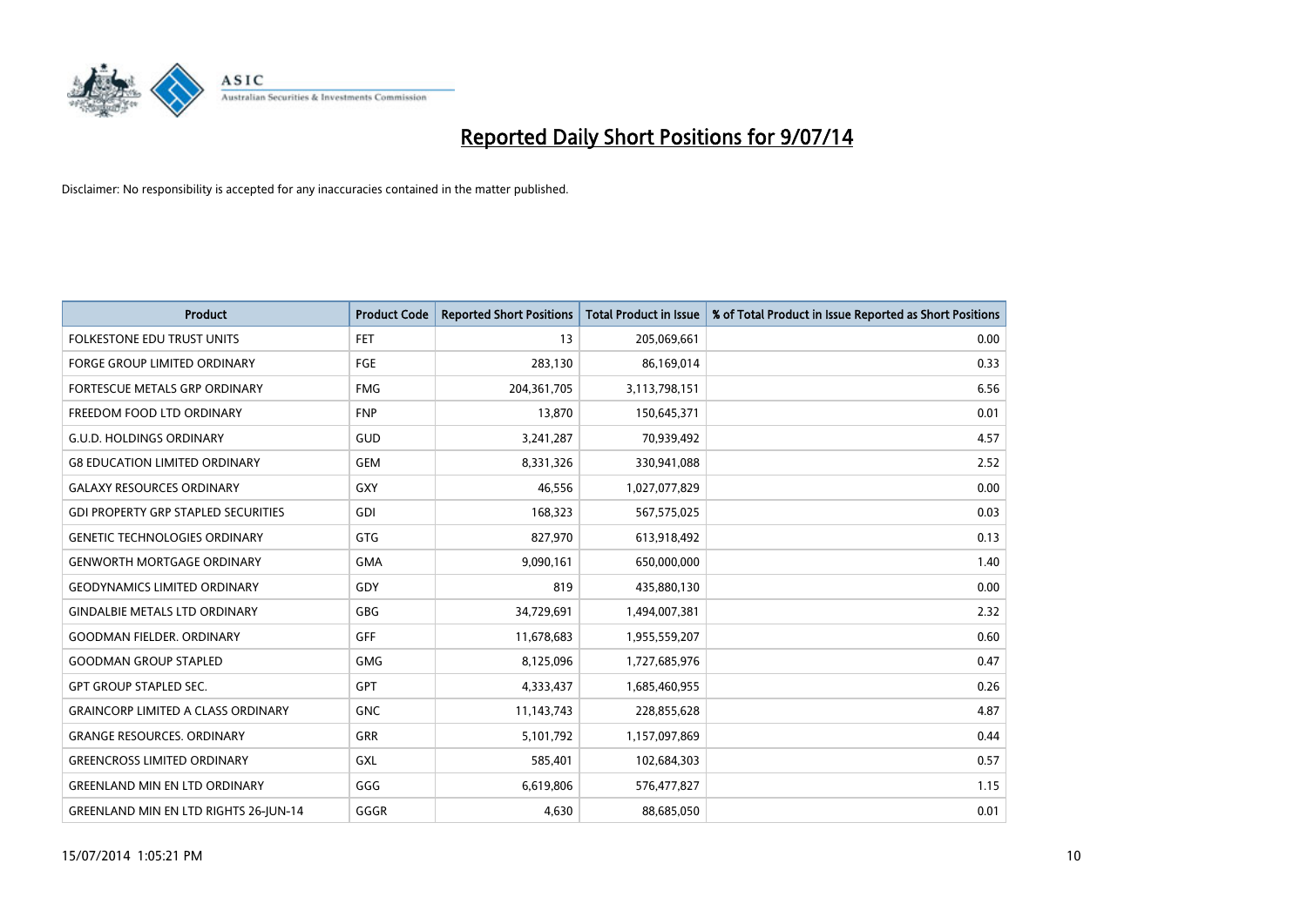# Reported Daily Short Positions for 9/07/14

Disclaimer: No responsibility is accepted for any inaccuracies contained in the matter published.

| Product | Product Code | Reported Short Positions | Total Product in Issue | % of Total Product in Issue Reported as Short Positions |
|---|---|---|---|---|
| FOLKESTONE EDU TRUST UNITS | FET | 13 | 205,069,661 | 0.00 |
| FORGE GROUP LIMITED ORDINARY | FGE | 283,130 | 86,169,014 | 0.33 |
| FORTESCUE METALS GRP ORDINARY | FMG | 204,361,705 | 3,113,798,151 | 6.56 |
| FREEDOM FOOD LTD ORDINARY | FNP | 13,870 | 150,645,371 | 0.01 |
| G.U.D. HOLDINGS ORDINARY | GUD | 3,241,287 | 70,939,492 | 4.57 |
| G8 EDUCATION LIMITED ORDINARY | GEM | 8,331,326 | 330,941,088 | 2.52 |
| GALAXY RESOURCES ORDINARY | GXY | 46,556 | 1,027,077,829 | 0.00 |
| GDI PROPERTY GRP STAPLED SECURITIES | GDI | 168,323 | 567,575,025 | 0.03 |
| GENETIC TECHNOLOGIES ORDINARY | GTG | 827,970 | 613,918,492 | 0.13 |
| GENWORTH MORTGAGE ORDINARY | GMA | 9,090,161 | 650,000,000 | 1.40 |
| GEODYNAMICS LIMITED ORDINARY | GDY | 819 | 435,880,130 | 0.00 |
| GINDALBIE METALS LTD ORDINARY | GBG | 34,729,691 | 1,494,007,381 | 2.32 |
| GOODMAN FIELDER. ORDINARY | GFF | 11,678,683 | 1,955,559,207 | 0.60 |
| GOODMAN GROUP STAPLED | GMG | 8,125,096 | 1,727,685,976 | 0.47 |
| GPT GROUP STAPLED SEC. | GPT | 4,333,437 | 1,685,460,955 | 0.26 |
| GRAINCORP LIMITED A CLASS ORDINARY | GNC | 11,143,743 | 228,855,628 | 4.87 |
| GRANGE RESOURCES. ORDINARY | GRR | 5,101,792 | 1,157,097,869 | 0.44 |
| GREENCROSS LIMITED ORDINARY | GXL | 585,401 | 102,684,303 | 0.57 |
| GREENLAND MIN EN LTD ORDINARY | GGG | 6,619,806 | 576,477,827 | 1.15 |
| GREENLAND MIN EN LTD RIGHTS 26-JUN-14 | GGGR | 4,630 | 88,685,050 | 0.01 |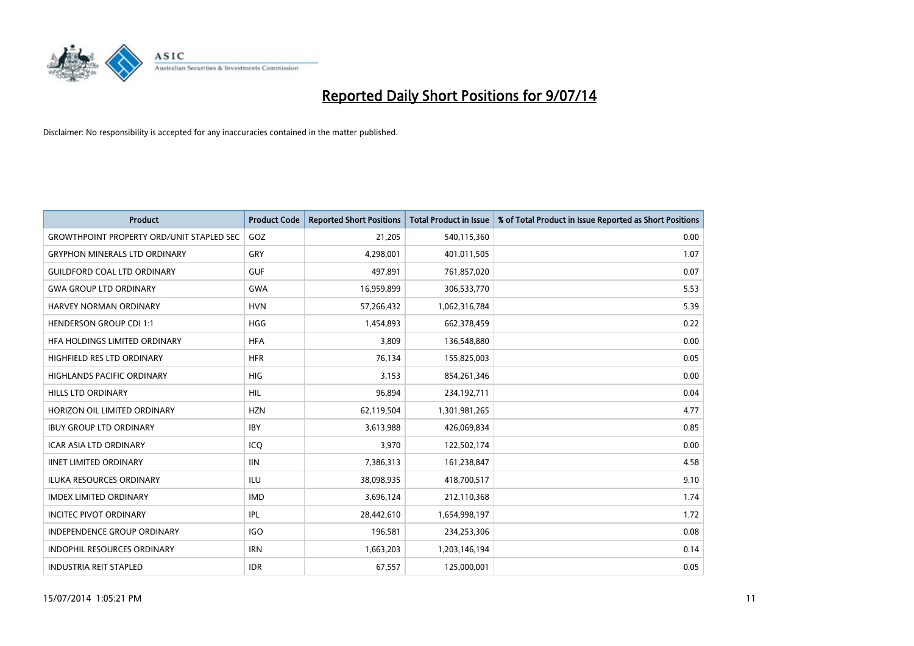# Reported Daily Short Positions for 9/07/14

Disclaimer: No responsibility is accepted for any inaccuracies contained in the matter published.

| Product | Product Code | Reported Short Positions | Total Product in Issue | % of Total Product in Issue Reported as Short Positions |
|---|---|---|---|---|
| GROWTHPOINT PROPERTY ORD/UNIT STAPLED SEC | GOZ | 21,205 | 540,115,360 | 0.00 |
| GRYPHON MINERALS LTD ORDINARY | GRY | 4,298,001 | 401,011,505 | 1.07 |
| GUILDFORD COAL LTD ORDINARY | GUF | 497,891 | 761,857,020 | 0.07 |
| GWA GROUP LTD ORDINARY | GWA | 16,959,899 | 306,533,770 | 5.53 |
| HARVEY NORMAN ORDINARY | HVN | 57,266,432 | 1,062,316,784 | 5.39 |
| HENDERSON GROUP CDI 1:1 | HGG | 1,454,893 | 662,378,459 | 0.22 |
| HFA HOLDINGS LIMITED ORDINARY | HFA | 3,809 | 136,548,880 | 0.00 |
| HIGHFIELD RES LTD ORDINARY | HFR | 76,134 | 155,825,003 | 0.05 |
| HIGHLANDS PACIFIC ORDINARY | HIG | 3,153 | 854,261,346 | 0.00 |
| HILLS LTD ORDINARY | HIL | 96,894 | 234,192,711 | 0.04 |
| HORIZON OIL LIMITED ORDINARY | HZN | 62,119,504 | 1,301,981,265 | 4.77 |
| IBUY GROUP LTD ORDINARY | IBY | 3,613,988 | 426,069,834 | 0.85 |
| ICAR ASIA LTD ORDINARY | ICQ | 3,970 | 122,502,174 | 0.00 |
| IINET LIMITED ORDINARY | IIN | 7,386,313 | 161,238,847 | 4.58 |
| ILUKA RESOURCES ORDINARY | ILU | 38,098,935 | 418,700,517 | 9.10 |
| IMDEX LIMITED ORDINARY | IMD | 3,696,124 | 212,110,368 | 1.74 |
| INCITEC PIVOT ORDINARY | IPL | 28,442,610 | 1,654,998,197 | 1.72 |
| INDEPENDENCE GROUP ORDINARY | IGO | 196,581 | 234,253,306 | 0.08 |
| INDOPHIL RESOURCES ORDINARY | IRN | 1,663,203 | 1,203,146,194 | 0.14 |
| INDUSTRIA REIT STAPLED | IDR | 67,557 | 125,000,001 | 0.05 |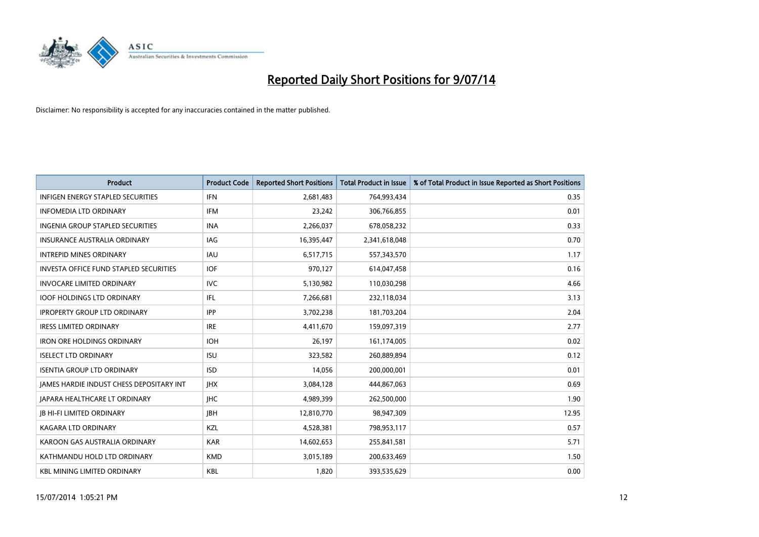# Reported Daily Short Positions for 9/07/14

Disclaimer: No responsibility is accepted for any inaccuracies contained in the matter published.

| Product | Product Code | Reported Short Positions | Total Product in Issue | % of Total Product in Issue Reported as Short Positions |
|---|---|---|---|---|
| INFIGEN ENERGY STAPLED SECURITIES | IFN | 2,681,483 | 764,993,434 | 0.35 |
| INFOMEDIA LTD ORDINARY | IFM | 23,242 | 306,766,855 | 0.01 |
| INGENIA GROUP STAPLED SECURITIES | INA | 2,266,037 | 678,058,232 | 0.33 |
| INSURANCE AUSTRALIA ORDINARY | IAG | 16,395,447 | 2,341,618,048 | 0.70 |
| INTREPID MINES ORDINARY | IAU | 6,517,715 | 557,343,570 | 1.17 |
| INVESTA OFFICE FUND STAPLED SECURITIES | IOF | 970,127 | 614,047,458 | 0.16 |
| INVOCARE LIMITED ORDINARY | IVC | 5,130,982 | 110,030,298 | 4.66 |
| IOOF HOLDINGS LTD ORDINARY | IFL | 7,266,681 | 232,118,034 | 3.13 |
| IPROPERTY GROUP LTD ORDINARY | IPP | 3,702,238 | 181,703,204 | 2.04 |
| IRESS LIMITED ORDINARY | IRE | 4,411,670 | 159,097,319 | 2.77 |
| IRON ORE HOLDINGS ORDINARY | IOH | 26,197 | 161,174,005 | 0.02 |
| ISELECT LTD ORDINARY | ISU | 323,582 | 260,889,894 | 0.12 |
| ISENTIA GROUP LTD ORDINARY | ISD | 14,056 | 200,000,001 | 0.01 |
| JAMES HARDIE INDUST CHESS DEPOSITARY INT | JHX | 3,084,128 | 444,867,063 | 0.69 |
| JAPARA HEALTHCARE LT ORDINARY | JHC | 4,989,399 | 262,500,000 | 1.90 |
| JB HI-FI LIMITED ORDINARY | JBH | 12,810,770 | 98,947,309 | 12.95 |
| KAGARA LTD ORDINARY | KZL | 4,528,381 | 798,953,117 | 0.57 |
| KAROON GAS AUSTRALIA ORDINARY | KAR | 14,602,653 | 255,841,581 | 5.71 |
| KATHMANDU HOLD LTD ORDINARY | KMD | 3,015,189 | 200,633,469 | 1.50 |
| KBL MINING LIMITED ORDINARY | KBL | 1,820 | 393,535,629 | 0.00 |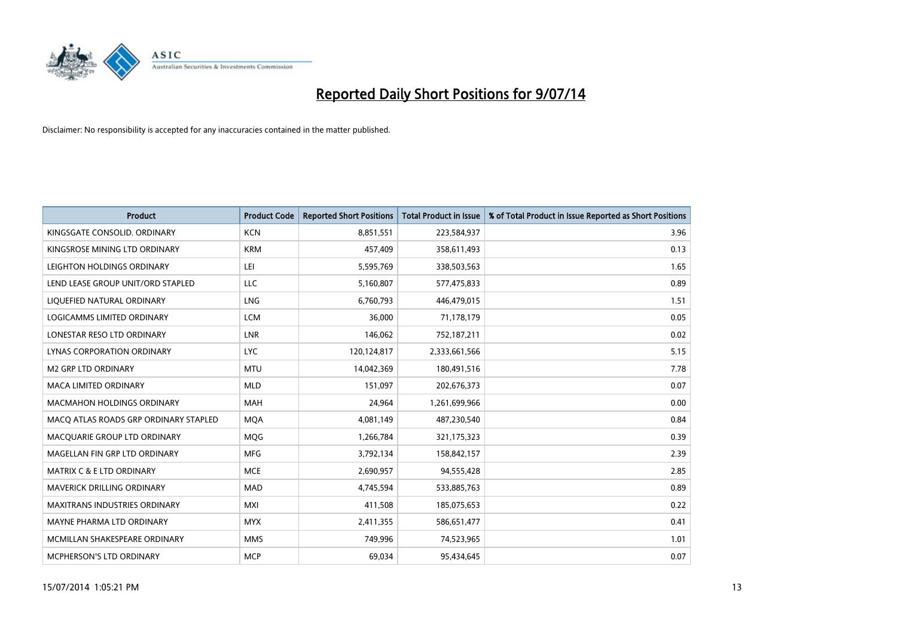# Reported Daily Short Positions for 9/07/14

Disclaimer: No responsibility is accepted for any inaccuracies contained in the matter published.

| Product | Product Code | Reported Short Positions | Total Product in Issue | % of Total Product in Issue Reported as Short Positions |
| --- | --- | --- | --- | --- |
| KINGSGATE CONSOLID. ORDINARY | KCN | 8,851,551 | 223,584,937 | 3.96 |
| KINGSROSE MINING LTD ORDINARY | KRM | 457,409 | 358,611,493 | 0.13 |
| LEIGHTON HOLDINGS ORDINARY | LEI | 5,595,769 | 338,503,563 | 1.65 |
| LEND LEASE GROUP UNIT/ORD STAPLED | LLC | 5,160,807 | 577,475,833 | 0.89 |
| LIQUEFIED NATURAL ORDINARY | LNG | 6,760,793 | 446,479,015 | 1.51 |
| LOGICAMMS LIMITED ORDINARY | LCM | 36,000 | 71,178,179 | 0.05 |
| LONESTAR RESO LTD ORDINARY | LNR | 146,062 | 752,187,211 | 0.02 |
| LYNAS CORPORATION ORDINARY | LYC | 120,124,817 | 2,333,661,566 | 5.15 |
| M2 GRP LTD ORDINARY | MTU | 14,042,369 | 180,491,516 | 7.78 |
| MACA LIMITED ORDINARY | MLD | 151,097 | 202,676,373 | 0.07 |
| MACMAHON HOLDINGS ORDINARY | MAH | 24,964 | 1,261,699,966 | 0.00 |
| MACQ ATLAS ROADS GRP ORDINARY STAPLED | MQA | 4,081,149 | 487,230,540 | 0.84 |
| MACQUARIE GROUP LTD ORDINARY | MQG | 1,266,784 | 321,175,323 | 0.39 |
| MAGELLAN FIN GRP LTD ORDINARY | MFG | 3,792,134 | 158,842,157 | 2.39 |
| MATRIX C & E LTD ORDINARY | MCE | 2,690,957 | 94,555,428 | 2.85 |
| MAVERICK DRILLING ORDINARY | MAD | 4,745,594 | 533,885,763 | 0.89 |
| MAXITRANS INDUSTRIES ORDINARY | MXI | 411,508 | 185,075,653 | 0.22 |
| MAYNE PHARMA LTD ORDINARY | MYX | 2,411,355 | 586,651,477 | 0.41 |
| MCMILLAN SHAKESPEARE ORDINARY | MMS | 749,996 | 74,523,965 | 1.01 |
| MCPHERSON'S LTD ORDINARY | MCP | 69,034 | 95,434,645 | 0.07 |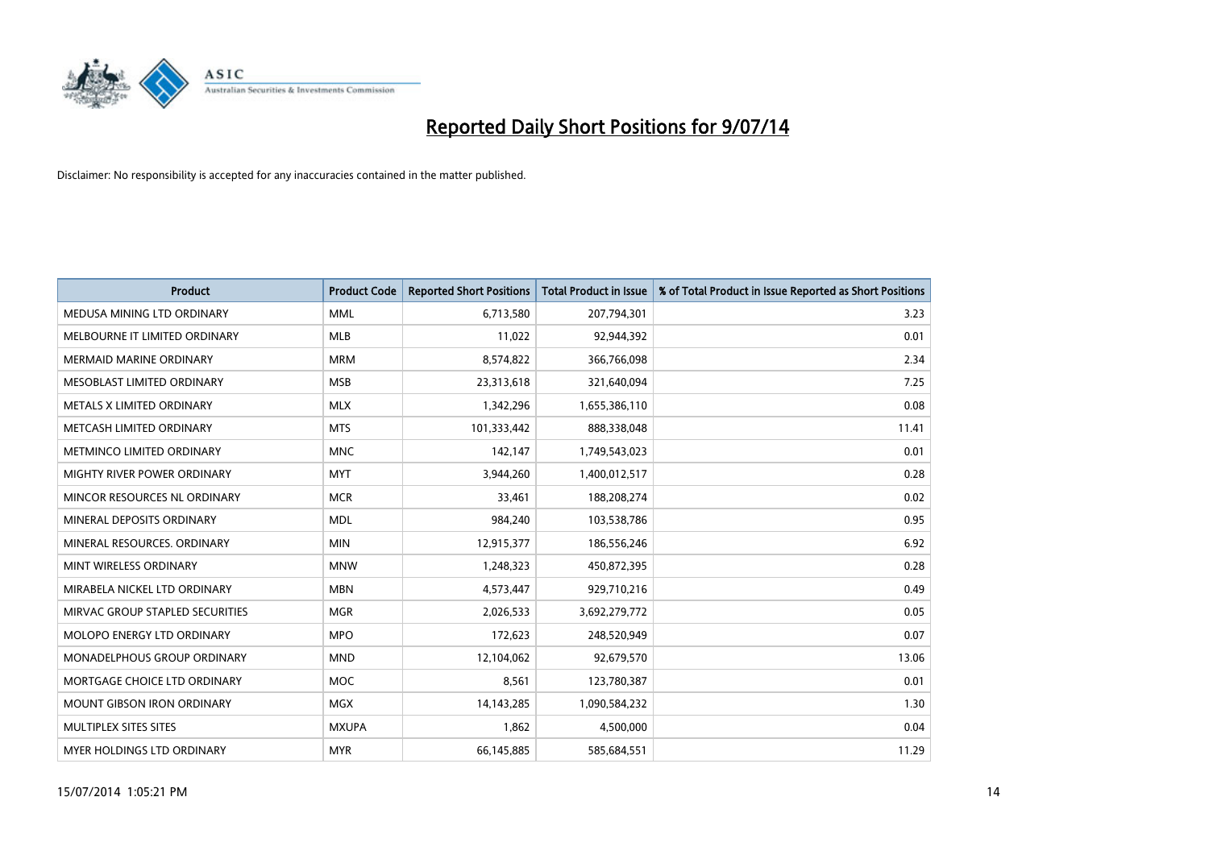# Reported Daily Short Positions for 9/07/14

Disclaimer: No responsibility is accepted for any inaccuracies contained in the matter published.

| Product | Product Code | Reported Short Positions | Total Product in Issue | % of Total Product in Issue Reported as Short Positions |
|---|---|---|---|---|
| MEDUSA MINING LTD ORDINARY | MML | 6,713,580 | 207,794,301 | 3.23 |
| MELBOURNE IT LIMITED ORDINARY | MLB | 11,022 | 92,944,392 | 0.01 |
| MERMAID MARINE ORDINARY | MRM | 8,574,822 | 366,766,098 | 2.34 |
| MESOBLAST LIMITED ORDINARY | MSB | 23,313,618 | 321,640,094 | 7.25 |
| METALS X LIMITED ORDINARY | MLX | 1,342,296 | 1,655,386,110 | 0.08 |
| METCASH LIMITED ORDINARY | MTS | 101,333,442 | 888,338,048 | 11.41 |
| METMINCO LIMITED ORDINARY | MNC | 142,147 | 1,749,543,023 | 0.01 |
| MIGHTY RIVER POWER ORDINARY | MYT | 3,944,260 | 1,400,012,517 | 0.28 |
| MINCOR RESOURCES NL ORDINARY | MCR | 33,461 | 188,208,274 | 0.02 |
| MINERAL DEPOSITS ORDINARY | MDL | 984,240 | 103,538,786 | 0.95 |
| MINERAL RESOURCES. ORDINARY | MIN | 12,915,377 | 186,556,246 | 6.92 |
| MINT WIRELESS ORDINARY | MNW | 1,248,323 | 450,872,395 | 0.28 |
| MIRABELA NICKEL LTD ORDINARY | MBN | 4,573,447 | 929,710,216 | 0.49 |
| MIRVAC GROUP STAPLED SECURITIES | MGR | 2,026,533 | 3,692,279,772 | 0.05 |
| MOLOPO ENERGY LTD ORDINARY | MPO | 172,623 | 248,520,949 | 0.07 |
| MONADELPHOUS GROUP ORDINARY | MND | 12,104,062 | 92,679,570 | 13.06 |
| MORTGAGE CHOICE LTD ORDINARY | MOC | 8,561 | 123,780,387 | 0.01 |
| MOUNT GIBSON IRON ORDINARY | MGX | 14,143,285 | 1,090,584,232 | 1.30 |
| MULTIPLEX SITES SITES | MXUPA | 1,862 | 4,500,000 | 0.04 |
| MYER HOLDINGS LTD ORDINARY | MYR | 66,145,885 | 585,684,551 | 11.29 |

15/07/2014 1:05:21 PM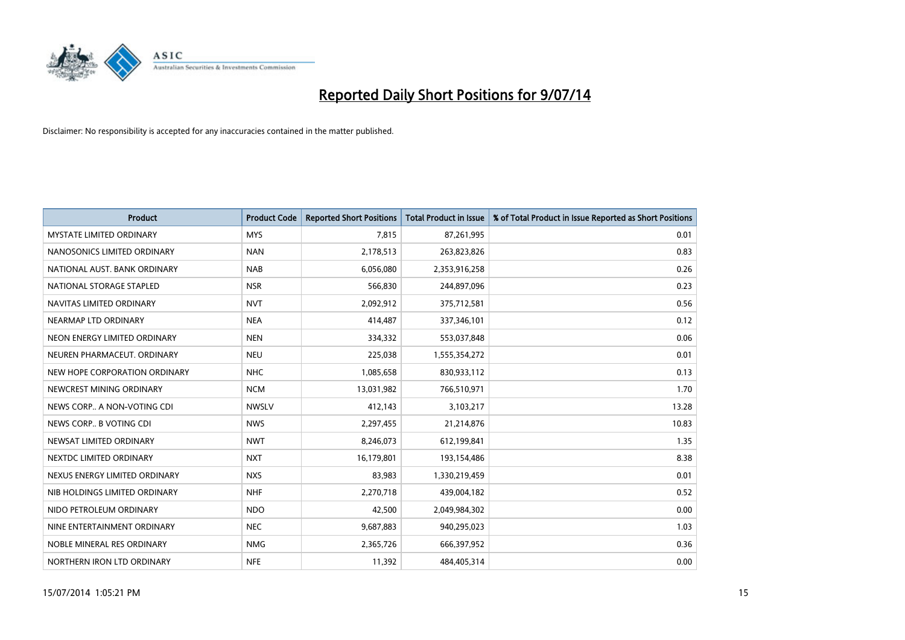# Reported Daily Short Positions for 9/07/14

Disclaimer: No responsibility is accepted for any inaccuracies contained in the matter published.

| Product | Product Code | Reported Short Positions | Total Product in Issue | % of Total Product in Issue Reported as Short Positions |
|---|---|---|---|---|
| MYSTATE LIMITED ORDINARY | MYS | 7,815 | 87,261,995 | 0.01 |
| NANOSONICS LIMITED ORDINARY | NAN | 2,178,513 | 263,823,826 | 0.83 |
| NATIONAL AUST. BANK ORDINARY | NAB | 6,056,080 | 2,353,916,258 | 0.26 |
| NATIONAL STORAGE STAPLED | NSR | 566,830 | 244,897,096 | 0.23 |
| NAVITAS LIMITED ORDINARY | NVT | 2,092,912 | 375,712,581 | 0.56 |
| NEARMAP LTD ORDINARY | NEA | 414,487 | 337,346,101 | 0.12 |
| NEON ENERGY LIMITED ORDINARY | NEN | 334,332 | 553,037,848 | 0.06 |
| NEUREN PHARMACEUT. ORDINARY | NEU | 225,038 | 1,555,354,272 | 0.01 |
| NEW HOPE CORPORATION ORDINARY | NHC | 1,085,658 | 830,933,112 | 0.13 |
| NEWCREST MINING ORDINARY | NCM | 13,031,982 | 766,510,971 | 1.70 |
| NEWS CORP.. A NON-VOTING CDI | NWSLV | 412,143 | 3,103,217 | 13.28 |
| NEWS CORP.. B VOTING CDI | NWS | 2,297,455 | 21,214,876 | 10.83 |
| NEWSAT LIMITED ORDINARY | NWT | 8,246,073 | 612,199,841 | 1.35 |
| NEXTDC LIMITED ORDINARY | NXT | 16,179,801 | 193,154,486 | 8.38 |
| NEXUS ENERGY LIMITED ORDINARY | NXS | 83,983 | 1,330,219,459 | 0.01 |
| NIB HOLDINGS LIMITED ORDINARY | NHF | 2,270,718 | 439,004,182 | 0.52 |
| NIDO PETROLEUM ORDINARY | NDO | 42,500 | 2,049,984,302 | 0.00 |
| NINE ENTERTAINMENT ORDINARY | NEC | 9,687,883 | 940,295,023 | 1.03 |
| NOBLE MINERAL RES ORDINARY | NMG | 2,365,726 | 666,397,952 | 0.36 |
| NORTHERN IRON LTD ORDINARY | NFE | 11,392 | 484,405,314 | 0.00 |

15/07/2014 1:05:21 PM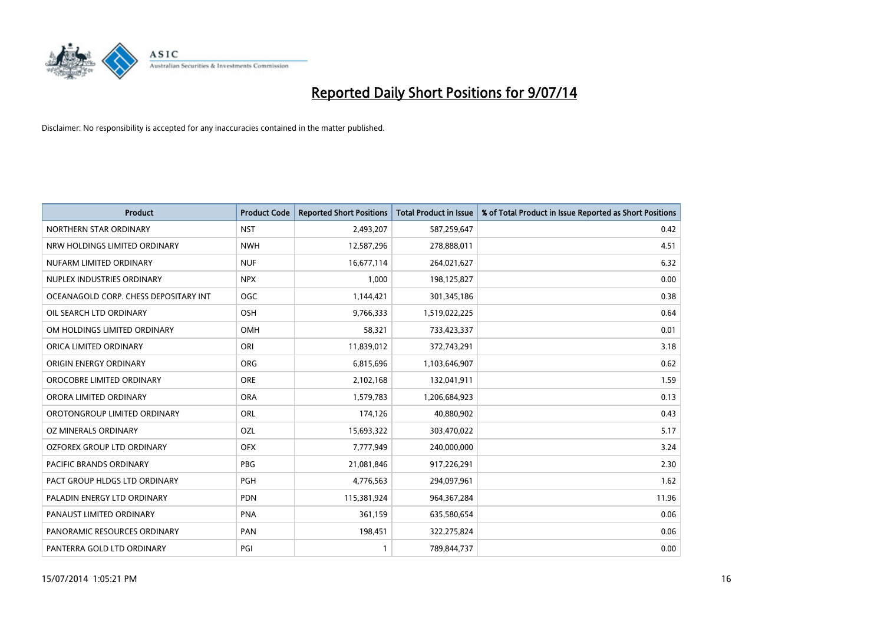# Reported Daily Short Positions for 9/07/14

Disclaimer: No responsibility is accepted for any inaccuracies contained in the matter published.

| Product | Product Code | Reported Short Positions | Total Product in Issue | % of Total Product in Issue Reported as Short Positions |
|---|---|---|---|---|
| NORTHERN STAR ORDINARY | NST | 2,493,207 | 587,259,647 | 0.42 |
| NRW HOLDINGS LIMITED ORDINARY | NWH | 12,587,296 | 278,888,011 | 4.51 |
| NUFARM LIMITED ORDINARY | NUF | 16,677,114 | 264,021,627 | 6.32 |
| NUPLEX INDUSTRIES ORDINARY | NPX | 1,000 | 198,125,827 | 0.00 |
| OCEANAGOLD CORP. CHESS DEPOSITARY INT | OGC | 1,144,421 | 301,345,186 | 0.38 |
| OIL SEARCH LTD ORDINARY | OSH | 9,766,333 | 1,519,022,225 | 0.64 |
| OM HOLDINGS LIMITED ORDINARY | OMH | 58,321 | 733,423,337 | 0.01 |
| ORICA LIMITED ORDINARY | ORI | 11,839,012 | 372,743,291 | 3.18 |
| ORIGIN ENERGY ORDINARY | ORG | 6,815,696 | 1,103,646,907 | 0.62 |
| OROCOBRE LIMITED ORDINARY | ORE | 2,102,168 | 132,041,911 | 1.59 |
| ORORA LIMITED ORDINARY | ORA | 1,579,783 | 1,206,684,923 | 0.13 |
| OROTONGROUP LIMITED ORDINARY | ORL | 174,126 | 40,880,902 | 0.43 |
| OZ MINERALS ORDINARY | OZL | 15,693,322 | 303,470,022 | 5.17 |
| OZFOREX GROUP LTD ORDINARY | OFX | 7,777,949 | 240,000,000 | 3.24 |
| PACIFIC BRANDS ORDINARY | PBG | 21,081,846 | 917,226,291 | 2.30 |
| PACT GROUP HLDGS LTD ORDINARY | PGH | 4,776,563 | 294,097,961 | 1.62 |
| PALADIN ENERGY LTD ORDINARY | PDN | 115,381,924 | 964,367,284 | 11.96 |
| PANAUST LIMITED ORDINARY | PNA | 361,159 | 635,580,654 | 0.06 |
| PANORAMIC RESOURCES ORDINARY | PAN | 198,451 | 322,275,824 | 0.06 |
| PANTERRA GOLD LTD ORDINARY | PGI | 1 | 789,844,737 | 0.00 |

15/07/2014 1:05:21 PM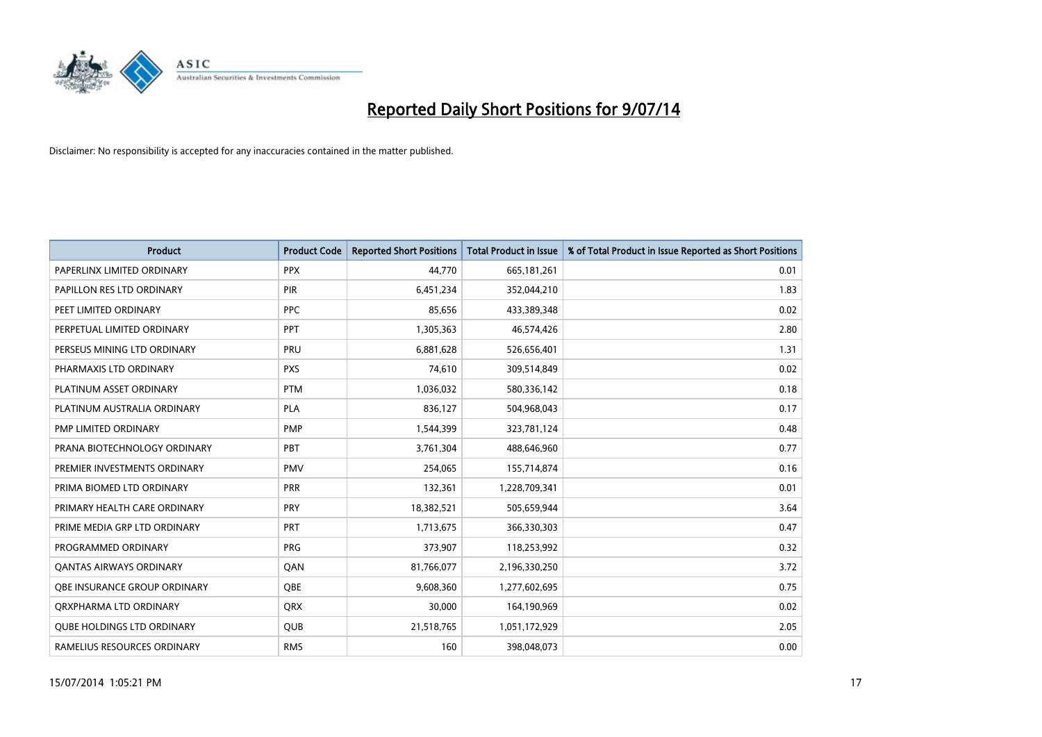# Reported Daily Short Positions for 9/07/14

Disclaimer: No responsibility is accepted for any inaccuracies contained in the matter published.

| Product | Product Code | Reported Short Positions | Total Product in Issue | % of Total Product in Issue Reported as Short Positions |
| --- | --- | --- | --- | --- |
| PAPERLINX LIMITED ORDINARY | PPX | 44,770 | 665,181,261 | 0.01 |
| PAPILLON RES LTD ORDINARY | PIR | 6,451,234 | 352,044,210 | 1.83 |
| PEET LIMITED ORDINARY | PPC | 85,656 | 433,389,348 | 0.02 |
| PERPETUAL LIMITED ORDINARY | PPT | 1,305,363 | 46,574,426 | 2.80 |
| PERSEUS MINING LTD ORDINARY | PRU | 6,881,628 | 526,656,401 | 1.31 |
| PHARMAXIS LTD ORDINARY | PXS | 74,610 | 309,514,849 | 0.02 |
| PLATINUM ASSET ORDINARY | PTM | 1,036,032 | 580,336,142 | 0.18 |
| PLATINUM AUSTRALIA ORDINARY | PLA | 836,127 | 504,968,043 | 0.17 |
| PMP LIMITED ORDINARY | PMP | 1,544,399 | 323,781,124 | 0.48 |
| PRANA BIOTECHNOLOGY ORDINARY | PBT | 3,761,304 | 488,646,960 | 0.77 |
| PREMIER INVESTMENTS ORDINARY | PMV | 254,065 | 155,714,874 | 0.16 |
| PRIMA BIOMED LTD ORDINARY | PRR | 132,361 | 1,228,709,341 | 0.01 |
| PRIMARY HEALTH CARE ORDINARY | PRY | 18,382,521 | 505,659,944 | 3.64 |
| PRIME MEDIA GRP LTD ORDINARY | PRT | 1,713,675 | 366,330,303 | 0.47 |
| PROGRAMMED ORDINARY | PRG | 373,907 | 118,253,992 | 0.32 |
| QANTAS AIRWAYS ORDINARY | QAN | 81,766,077 | 2,196,330,250 | 3.72 |
| QBE INSURANCE GROUP ORDINARY | QBE | 9,608,360 | 1,277,602,695 | 0.75 |
| QRXPHARMA LTD ORDINARY | QRX | 30,000 | 164,190,969 | 0.02 |
| QUBE HOLDINGS LTD ORDINARY | QUB | 21,518,765 | 1,051,172,929 | 2.05 |
| RAMELIUS RESOURCES ORDINARY | RMS | 160 | 398,048,073 | 0.00 |

15/07/2014 1:05:21 PM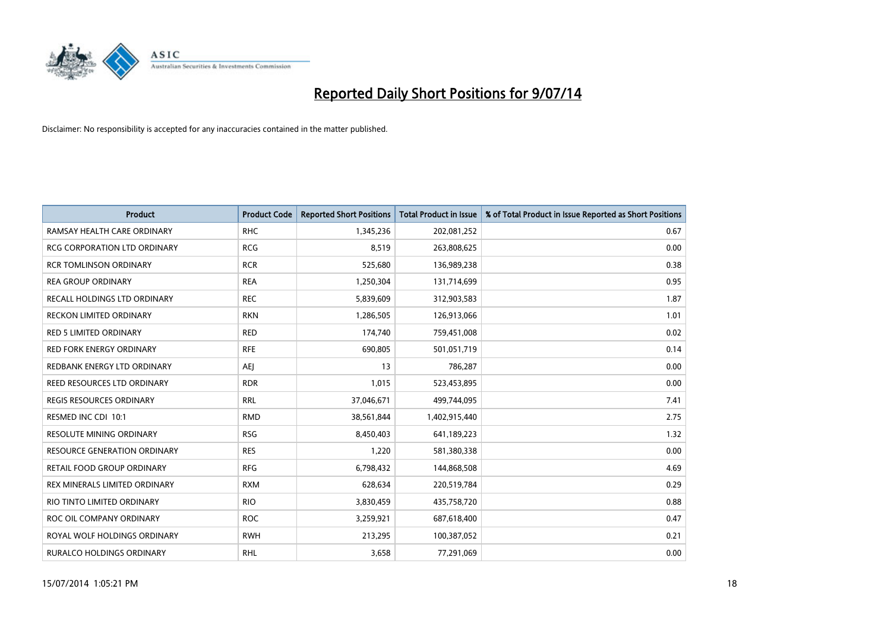# Reported Daily Short Positions for 9/07/14

Disclaimer: No responsibility is accepted for any inaccuracies contained in the matter published.

| Product | Product Code | Reported Short Positions | Total Product in Issue | % of Total Product in Issue Reported as Short Positions |
|---|---|---|---|---|
| RAMSAY HEALTH CARE ORDINARY | RHC | 1,345,236 | 202,081,252 | 0.67 |
| RCG CORPORATION LTD ORDINARY | RCG | 8,519 | 263,808,625 | 0.00 |
| RCR TOMLINSON ORDINARY | RCR | 525,680 | 136,989,238 | 0.38 |
| REA GROUP ORDINARY | REA | 1,250,304 | 131,714,699 | 0.95 |
| RECALL HOLDINGS LTD ORDINARY | REC | 5,839,609 | 312,903,583 | 1.87 |
| RECKON LIMITED ORDINARY | RKN | 1,286,505 | 126,913,066 | 1.01 |
| RED 5 LIMITED ORDINARY | RED | 174,740 | 759,451,008 | 0.02 |
| RED FORK ENERGY ORDINARY | RFE | 690,805 | 501,051,719 | 0.14 |
| REDBANK ENERGY LTD ORDINARY | AEJ | 13 | 786,287 | 0.00 |
| REED RESOURCES LTD ORDINARY | RDR | 1,015 | 523,453,895 | 0.00 |
| REGIS RESOURCES ORDINARY | RRL | 37,046,671 | 499,744,095 | 7.41 |
| RESMED INC CDI 10:1 | RMD | 38,561,844 | 1,402,915,440 | 2.75 |
| RESOLUTE MINING ORDINARY | RSG | 8,450,403 | 641,189,223 | 1.32 |
| RESOURCE GENERATION ORDINARY | RES | 1,220 | 581,380,338 | 0.00 |
| RETAIL FOOD GROUP ORDINARY | RFG | 6,798,432 | 144,868,508 | 4.69 |
| REX MINERALS LIMITED ORDINARY | RXM | 628,634 | 220,519,784 | 0.29 |
| RIO TINTO LIMITED ORDINARY | RIO | 3,830,459 | 435,758,720 | 0.88 |
| ROC OIL COMPANY ORDINARY | ROC | 3,259,921 | 687,618,400 | 0.47 |
| ROYAL WOLF HOLDINGS ORDINARY | RWH | 213,295 | 100,387,052 | 0.21 |
| RURALCO HOLDINGS ORDINARY | RHL | 3,658 | 77,291,069 | 0.00 |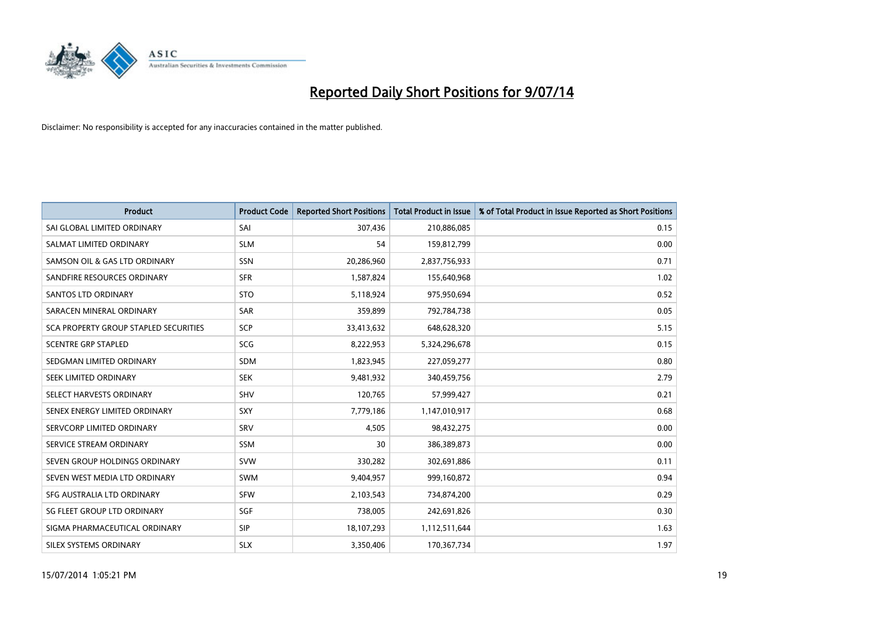# Reported Daily Short Positions for 9/07/14

Disclaimer: No responsibility is accepted for any inaccuracies contained in the matter published.

| Product | Product Code | Reported Short Positions | Total Product in Issue | % of Total Product in Issue Reported as Short Positions |
|---|---|---|---|---|
| SAI GLOBAL LIMITED ORDINARY | SAI | 307,436 | 210,886,085 | 0.15 |
| SALMAT LIMITED ORDINARY | SLM | 54 | 159,812,799 | 0.00 |
| SAMSON OIL & GAS LTD ORDINARY | SSN | 20,286,960 | 2,837,756,933 | 0.71 |
| SANDFIRE RESOURCES ORDINARY | SFR | 1,587,824 | 155,640,968 | 1.02 |
| SANTOS LTD ORDINARY | STO | 5,118,924 | 975,950,694 | 0.52 |
| SARACEN MINERAL ORDINARY | SAR | 359,899 | 792,784,738 | 0.05 |
| SCA PROPERTY GROUP STAPLED SECURITIES | SCP | 33,413,632 | 648,628,320 | 5.15 |
| SCENTRE GRP STAPLED | SCG | 8,222,953 | 5,324,296,678 | 0.15 |
| SEDGMAN LIMITED ORDINARY | SDM | 1,823,945 | 227,059,277 | 0.80 |
| SEEK LIMITED ORDINARY | SEK | 9,481,932 | 340,459,756 | 2.79 |
| SELECT HARVESTS ORDINARY | SHV | 120,765 | 57,999,427 | 0.21 |
| SENEX ENERGY LIMITED ORDINARY | SXY | 7,779,186 | 1,147,010,917 | 0.68 |
| SERVCORP LIMITED ORDINARY | SRV | 4,505 | 98,432,275 | 0.00 |
| SERVICE STREAM ORDINARY | SSM | 30 | 386,389,873 | 0.00 |
| SEVEN GROUP HOLDINGS ORDINARY | SVW | 330,282 | 302,691,886 | 0.11 |
| SEVEN WEST MEDIA LTD ORDINARY | SWM | 9,404,957 | 999,160,872 | 0.94 |
| SFG AUSTRALIA LTD ORDINARY | SFW | 2,103,543 | 734,874,200 | 0.29 |
| SG FLEET GROUP LTD ORDINARY | SGF | 738,005 | 242,691,826 | 0.30 |
| SIGMA PHARMACEUTICAL ORDINARY | SIP | 18,107,293 | 1,112,511,644 | 1.63 |
| SILEX SYSTEMS ORDINARY | SLX | 3,350,406 | 170,367,734 | 1.97 |

15/07/2014 1:05:21 PM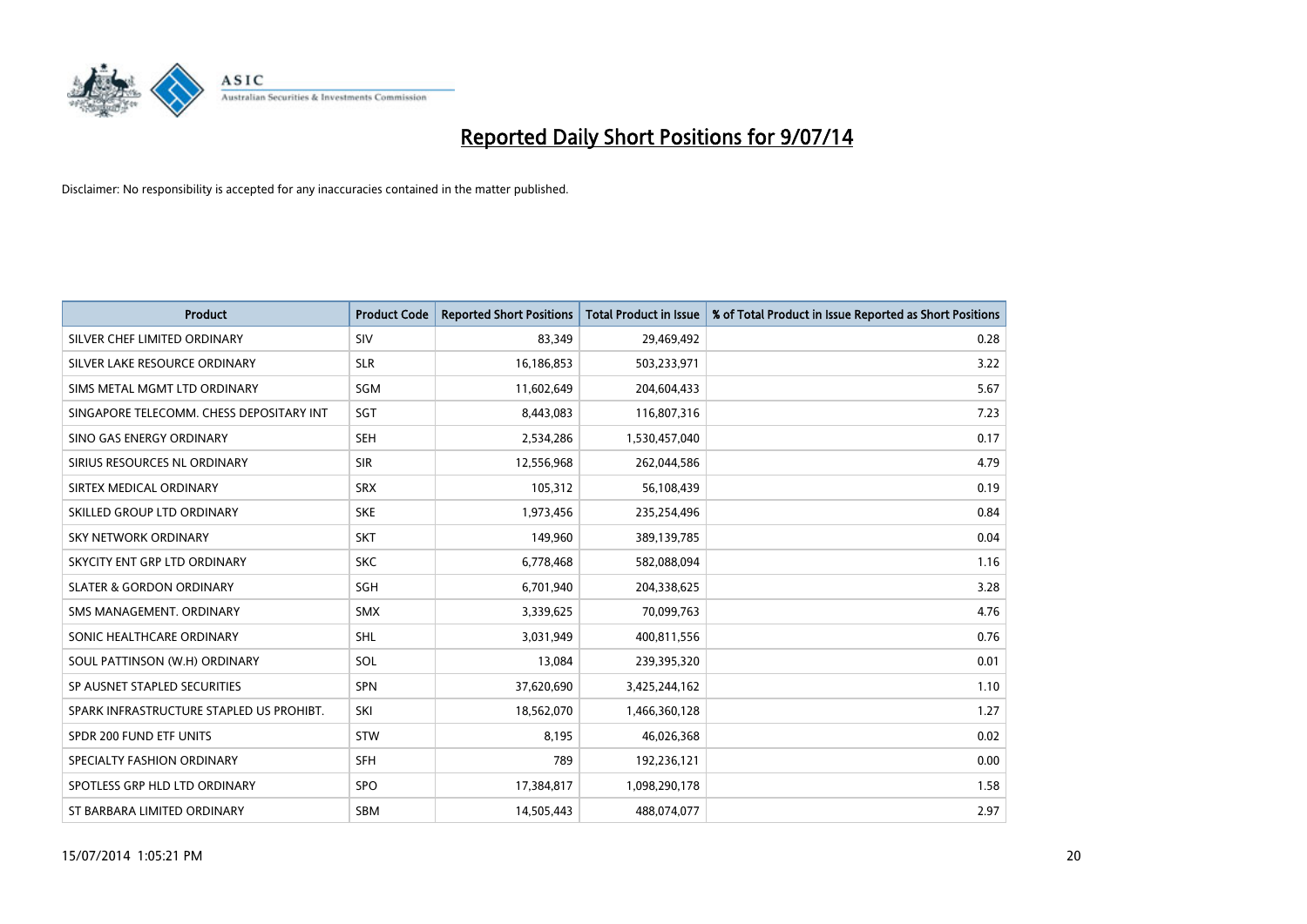# Reported Daily Short Positions for 9/07/14

Disclaimer: No responsibility is accepted for any inaccuracies contained in the matter published.

| Product | Product Code | Reported Short Positions | Total Product in Issue | % of Total Product in Issue Reported as Short Positions |
|---|---|---|---|---|
| SILVER CHEF LIMITED ORDINARY | SIV | 83,349 | 29,469,492 | 0.28 |
| SILVER LAKE RESOURCE ORDINARY | SLR | 16,186,853 | 503,233,971 | 3.22 |
| SIMS METAL MGMT LTD ORDINARY | SGM | 11,602,649 | 204,604,433 | 5.67 |
| SINGAPORE TELECOMM. CHESS DEPOSITARY INT | SGT | 8,443,083 | 116,807,316 | 7.23 |
| SINO GAS ENERGY ORDINARY | SEH | 2,534,286 | 1,530,457,040 | 0.17 |
| SIRIUS RESOURCES NL ORDINARY | SIR | 12,556,968 | 262,044,586 | 4.79 |
| SIRTEX MEDICAL ORDINARY | SRX | 105,312 | 56,108,439 | 0.19 |
| SKILLED GROUP LTD ORDINARY | SKE | 1,973,456 | 235,254,496 | 0.84 |
| SKY NETWORK ORDINARY | SKT | 149,960 | 389,139,785 | 0.04 |
| SKYCITY ENT GRP LTD ORDINARY | SKC | 6,778,468 | 582,088,094 | 1.16 |
| SLATER & GORDON ORDINARY | SGH | 6,701,940 | 204,338,625 | 3.28 |
| SMS MANAGEMENT. ORDINARY | SMX | 3,339,625 | 70,099,763 | 4.76 |
| SONIC HEALTHCARE ORDINARY | SHL | 3,031,949 | 400,811,556 | 0.76 |
| SOUL PATTINSON (W.H) ORDINARY | SOL | 13,084 | 239,395,320 | 0.01 |
| SP AUSNET STAPLED SECURITIES | SPN | 37,620,690 | 3,425,244,162 | 1.10 |
| SPARK INFRASTRUCTURE STAPLED US PROHIBT. | SKI | 18,562,070 | 1,466,360,128 | 1.27 |
| SPDR 200 FUND ETF UNITS | STW | 8,195 | 46,026,368 | 0.02 |
| SPECIALTY FASHION ORDINARY | SFH | 789 | 192,236,121 | 0.00 |
| SPOTLESS GRP HLD LTD ORDINARY | SPO | 17,384,817 | 1,098,290,178 | 1.58 |
| ST BARBARA LIMITED ORDINARY | SBM | 14,505,443 | 488,074,077 | 2.97 |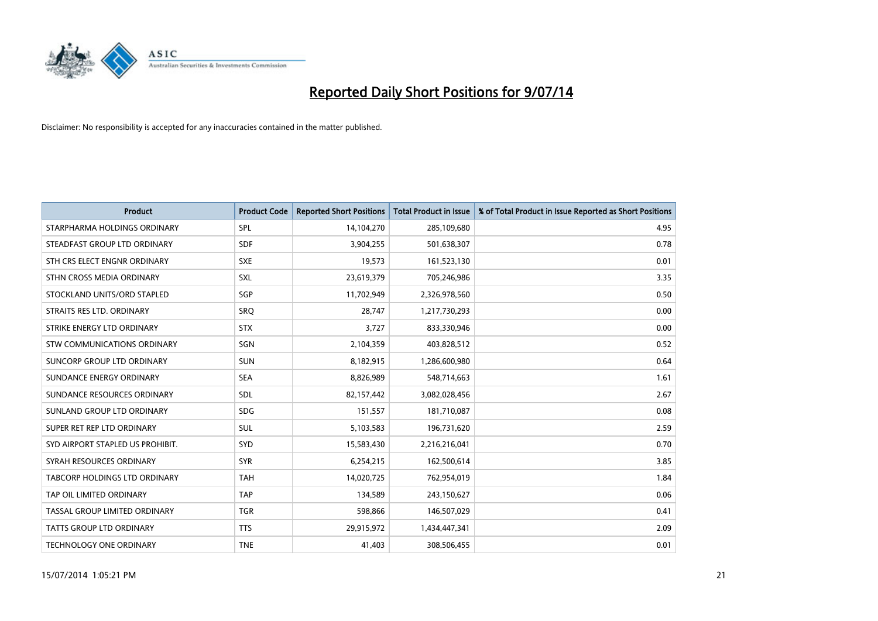# Reported Daily Short Positions for 9/07/14

Disclaimer: No responsibility is accepted for any inaccuracies contained in the matter published.

| Product | Product Code | Reported Short Positions | Total Product in Issue | % of Total Product in Issue Reported as Short Positions |
|---|---|---|---|---|
| STARPHARMA HOLDINGS ORDINARY | SPL | 14,104,270 | 285,109,680 | 4.95 |
| STEADFAST GROUP LTD ORDINARY | SDF | 3,904,255 | 501,638,307 | 0.78 |
| STH CRS ELECT ENGNR ORDINARY | SXE | 19,573 | 161,523,130 | 0.01 |
| STHN CROSS MEDIA ORDINARY | SXL | 23,619,379 | 705,246,986 | 3.35 |
| STOCKLAND UNITS/ORD STAPLED | SGP | 11,702,949 | 2,326,978,560 | 0.50 |
| STRAITS RES LTD. ORDINARY | SRQ | 28,747 | 1,217,730,293 | 0.00 |
| STRIKE ENERGY LTD ORDINARY | STX | 3,727 | 833,330,946 | 0.00 |
| STW COMMUNICATIONS ORDINARY | SGN | 2,104,359 | 403,828,512 | 0.52 |
| SUNCORP GROUP LTD ORDINARY | SUN | 8,182,915 | 1,286,600,980 | 0.64 |
| SUNDANCE ENERGY ORDINARY | SEA | 8,826,989 | 548,714,663 | 1.61 |
| SUNDANCE RESOURCES ORDINARY | SDL | 82,157,442 | 3,082,028,456 | 2.67 |
| SUNLAND GROUP LTD ORDINARY | SDG | 151,557 | 181,710,087 | 0.08 |
| SUPER RET REP LTD ORDINARY | SUL | 5,103,583 | 196,731,620 | 2.59 |
| SYD AIRPORT STAPLED US PROHIBIT. | SYD | 15,583,430 | 2,216,216,041 | 0.70 |
| SYRAH RESOURCES ORDINARY | SYR | 6,254,215 | 162,500,614 | 3.85 |
| TABCORP HOLDINGS LTD ORDINARY | TAH | 14,020,725 | 762,954,019 | 1.84 |
| TAP OIL LIMITED ORDINARY | TAP | 134,589 | 243,150,627 | 0.06 |
| TASSAL GROUP LIMITED ORDINARY | TGR | 598,866 | 146,507,029 | 0.41 |
| TATTS GROUP LTD ORDINARY | TTS | 29,915,972 | 1,434,447,341 | 2.09 |
| TECHNOLOGY ONE ORDINARY | TNE | 41,403 | 308,506,455 | 0.01 |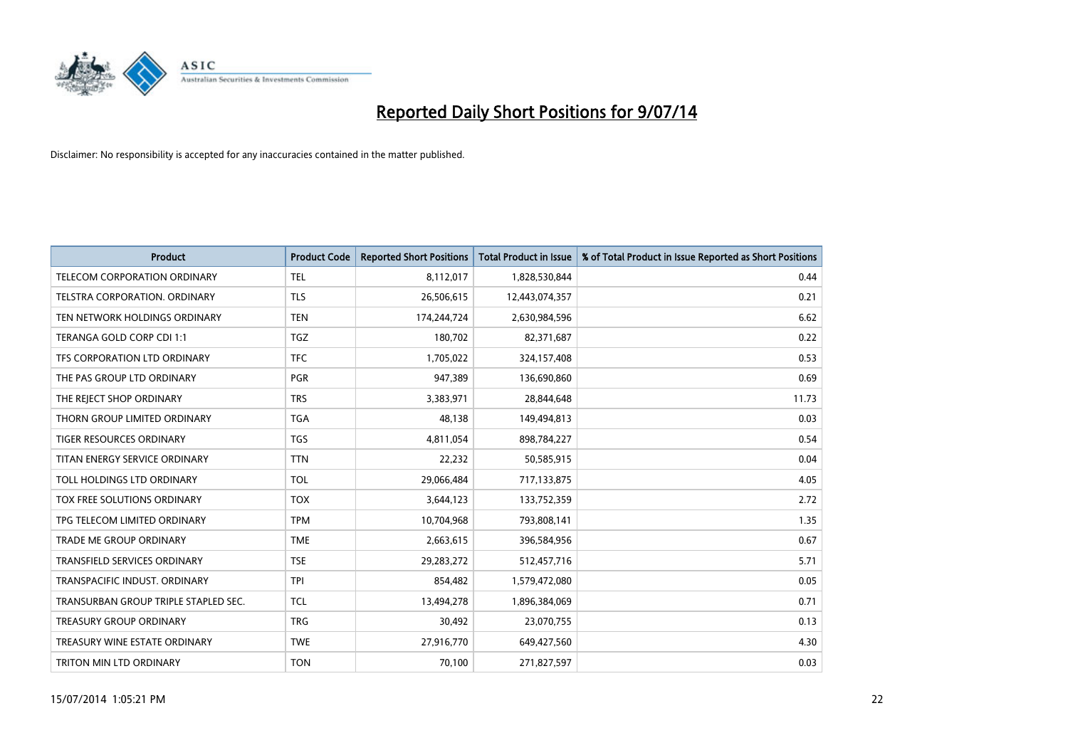# Reported Daily Short Positions for 9/07/14

Disclaimer: No responsibility is accepted for any inaccuracies contained in the matter published.

| Product | Product Code | Reported Short Positions | Total Product in Issue | % of Total Product in Issue Reported as Short Positions |
|---|---|---|---|---|
| TELECOM CORPORATION ORDINARY | TEL | 8,112,017 | 1,828,530,844 | 0.44 |
| TELSTRA CORPORATION. ORDINARY | TLS | 26,506,615 | 12,443,074,357 | 0.21 |
| TEN NETWORK HOLDINGS ORDINARY | TEN | 174,244,724 | 2,630,984,596 | 6.62 |
| TERANGA GOLD CORP CDI 1:1 | TGZ | 180,702 | 82,371,687 | 0.22 |
| TFS CORPORATION LTD ORDINARY | TFC | 1,705,022 | 324,157,408 | 0.53 |
| THE PAS GROUP LTD ORDINARY | PGR | 947,389 | 136,690,860 | 0.69 |
| THE REJECT SHOP ORDINARY | TRS | 3,383,971 | 28,844,648 | 11.73 |
| THORN GROUP LIMITED ORDINARY | TGA | 48,138 | 149,494,813 | 0.03 |
| TIGER RESOURCES ORDINARY | TGS | 4,811,054 | 898,784,227 | 0.54 |
| TITAN ENERGY SERVICE ORDINARY | TTN | 22,232 | 50,585,915 | 0.04 |
| TOLL HOLDINGS LTD ORDINARY | TOL | 29,066,484 | 717,133,875 | 4.05 |
| TOX FREE SOLUTIONS ORDINARY | TOX | 3,644,123 | 133,752,359 | 2.72 |
| TPG TELECOM LIMITED ORDINARY | TPM | 10,704,968 | 793,808,141 | 1.35 |
| TRADE ME GROUP ORDINARY | TME | 2,663,615 | 396,584,956 | 0.67 |
| TRANSFIELD SERVICES ORDINARY | TSE | 29,283,272 | 512,457,716 | 5.71 |
| TRANSPACIFIC INDUST. ORDINARY | TPI | 854,482 | 1,579,472,080 | 0.05 |
| TRANSURBAN GROUP TRIPLE STAPLED SEC. | TCL | 13,494,278 | 1,896,384,069 | 0.71 |
| TREASURY GROUP ORDINARY | TRG | 30,492 | 23,070,755 | 0.13 |
| TREASURY WINE ESTATE ORDINARY | TWE | 27,916,770 | 649,427,560 | 4.30 |
| TRITON MIN LTD ORDINARY | TON | 70,100 | 271,827,597 | 0.03 |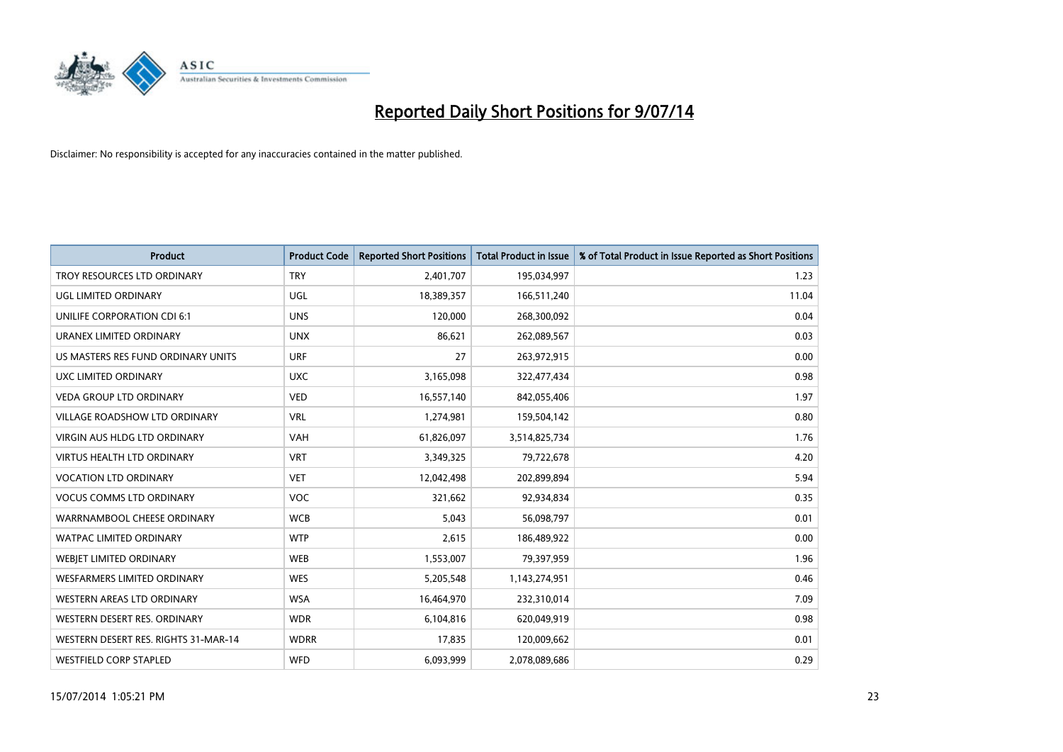# Reported Daily Short Positions for 9/07/14

Disclaimer: No responsibility is accepted for any inaccuracies contained in the matter published.

| Product | Product Code | Reported Short Positions | Total Product in Issue | % of Total Product in Issue Reported as Short Positions |
|---|---|---|---|---|
| TROY RESOURCES LTD ORDINARY | TRY | 2,401,707 | 195,034,997 | 1.23 |
| UGL LIMITED ORDINARY | UGL | 18,389,357 | 166,511,240 | 11.04 |
| UNILIFE CORPORATION CDI 6:1 | UNS | 120,000 | 268,300,092 | 0.04 |
| URANEX LIMITED ORDINARY | UNX | 86,621 | 262,089,567 | 0.03 |
| US MASTERS RES FUND ORDINARY UNITS | URF | 27 | 263,972,915 | 0.00 |
| UXC LIMITED ORDINARY | UXC | 3,165,098 | 322,477,434 | 0.98 |
| VEDA GROUP LTD ORDINARY | VED | 16,557,140 | 842,055,406 | 1.97 |
| VILLAGE ROADSHOW LTD ORDINARY | VRL | 1,274,981 | 159,504,142 | 0.80 |
| VIRGIN AUS HLDG LTD ORDINARY | VAH | 61,826,097 | 3,514,825,734 | 1.76 |
| VIRTUS HEALTH LTD ORDINARY | VRT | 3,349,325 | 79,722,678 | 4.20 |
| VOCATION LTD ORDINARY | VET | 12,042,498 | 202,899,894 | 5.94 |
| VOCUS COMMS LTD ORDINARY | VOC | 321,662 | 92,934,834 | 0.35 |
| WARRNAMBOOL CHEESE ORDINARY | WCB | 5,043 | 56,098,797 | 0.01 |
| WATPAC LIMITED ORDINARY | WTP | 2,615 | 186,489,922 | 0.00 |
| WEBJET LIMITED ORDINARY | WEB | 1,553,007 | 79,397,959 | 1.96 |
| WESFARMERS LIMITED ORDINARY | WES | 5,205,548 | 1,143,274,951 | 0.46 |
| WESTERN AREAS LTD ORDINARY | WSA | 16,464,970 | 232,310,014 | 7.09 |
| WESTERN DESERT RES. ORDINARY | WDR | 6,104,816 | 620,049,919 | 0.98 |
| WESTERN DESERT RES. RIGHTS 31-MAR-14 | WDRR | 17,835 | 120,009,662 | 0.01 |
| WESTFIELD CORP STAPLED | WFD | 6,093,999 | 2,078,089,686 | 0.29 |

15/07/2014 1:05:21 PM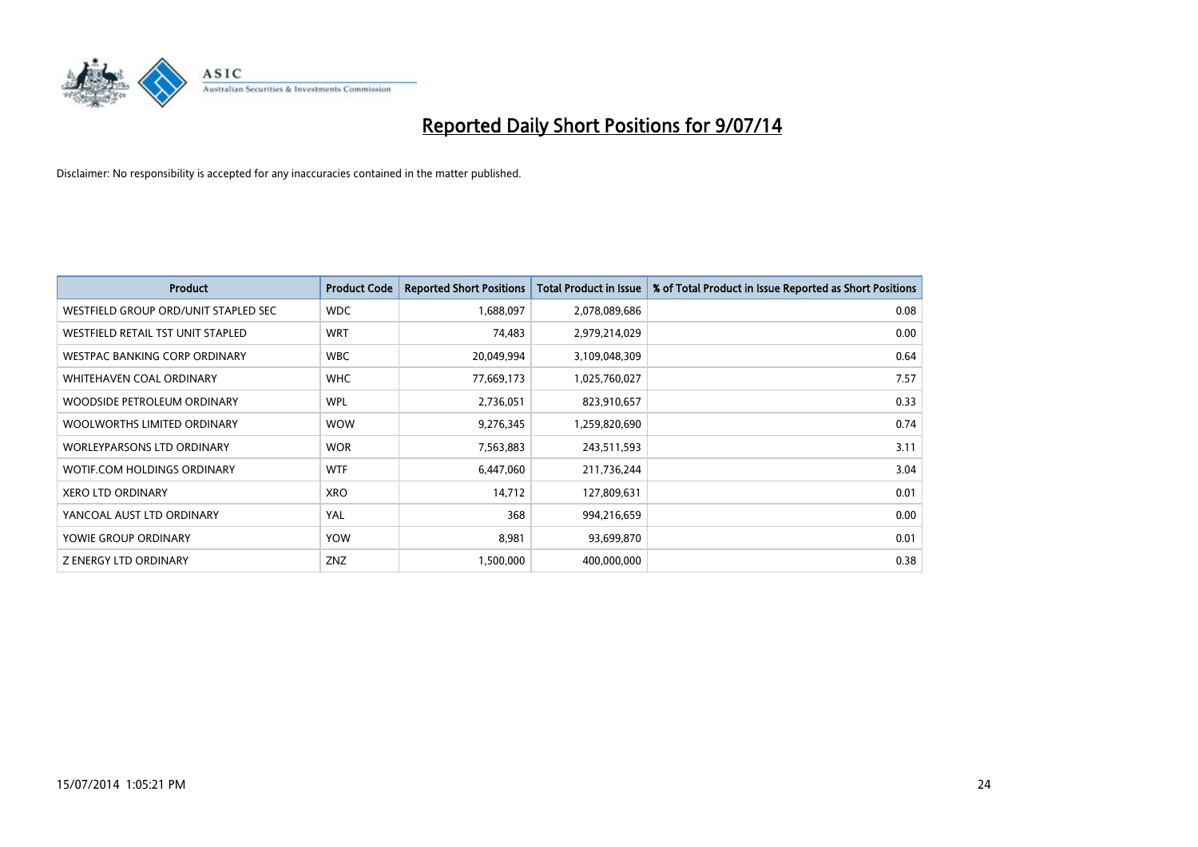# Reported Daily Short Positions for 9/07/14

Disclaimer: No responsibility is accepted for any inaccuracies contained in the matter published.

| Product | Product Code | Reported Short Positions | Total Product in Issue | % of Total Product in Issue Reported as Short Positions |
|---|---|---|---|---|
| WESTFIELD GROUP ORD/UNIT STAPLED SEC | WDC | 1,688,097 | 2,078,089,686 | 0.08 |
| WESTFIELD RETAIL TST UNIT STAPLED | WRT | 74,483 | 2,979,214,029 | 0.00 |
| WESTPAC BANKING CORP ORDINARY | WBC | 20,049,994 | 3,109,048,309 | 0.64 |
| WHITEHAVEN COAL ORDINARY | WHC | 77,669,173 | 1,025,760,027 | 7.57 |
| WOODSIDE PETROLEUM ORDINARY | WPL | 2,736,051 | 823,910,657 | 0.33 |
| WOOLWORTHS LIMITED ORDINARY | WOW | 9,276,345 | 1,259,820,690 | 0.74 |
| WORLEYPARSONS LTD ORDINARY | WOR | 7,563,883 | 243,511,593 | 3.11 |
| WOTIF.COM HOLDINGS ORDINARY | WTF | 6,447,060 | 211,736,244 | 3.04 |
| XERO LTD ORDINARY | XRO | 14,712 | 127,809,631 | 0.01 |
| YANCOAL AUST LTD ORDINARY | YAL | 368 | 994,216,659 | 0.00 |
| YOWIE GROUP ORDINARY | YOW | 8,981 | 93,699,870 | 0.01 |
| Z ENERGY LTD ORDINARY | ZNZ | 1,500,000 | 400,000,000 | 0.38 |

15/07/2014 1:05:21 PM